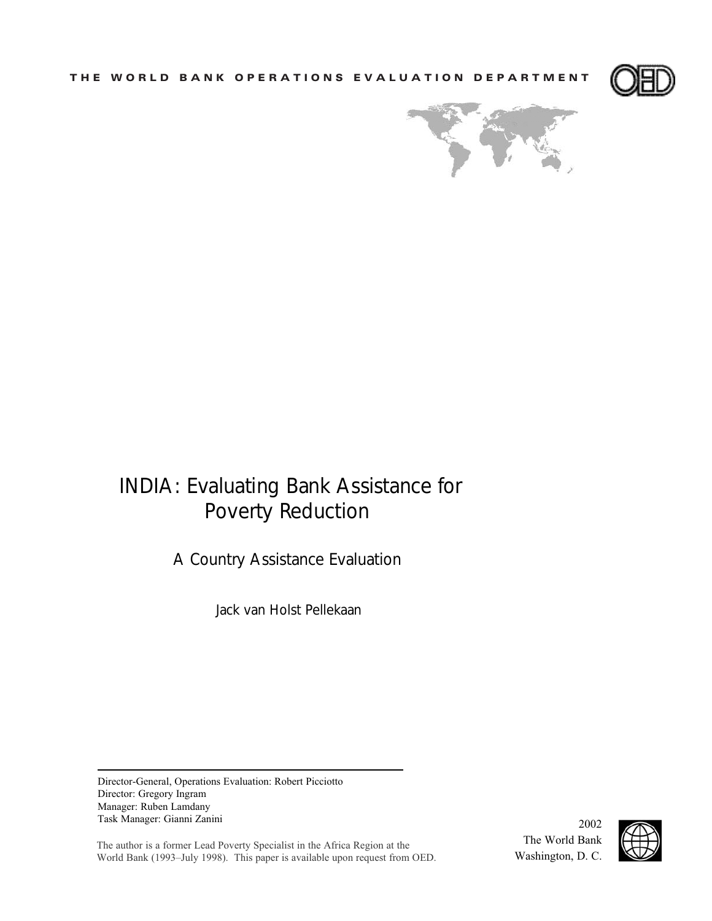THE WORLD BANK OPERATIONS EVALUATION DEPARTMENT

# INDIA: Evaluating Bank Assistance for Poverty Reduction

## A Country Assistance Evaluation

Jack van Holst Pellekaan

---

Director-General, Operations Evaluation: Robert Picciotto
Director: Gregory Ingram
Manager: Ruben Lamdany
Task Manager: Gianni Zanini

The author is a former Lead Poverty Specialist in the Africa Region at the World Bank (1993–July 1998). This paper is available upon request from OED.

2002
The World Bank
Washington, D. C.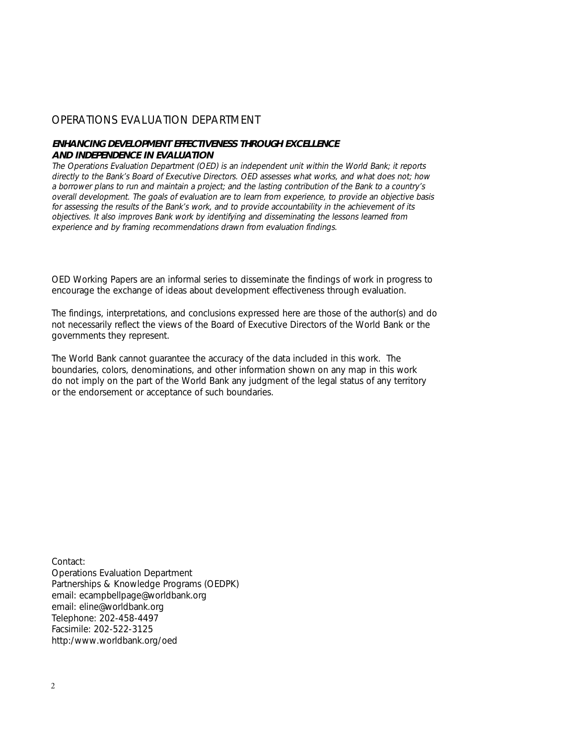# OPERATIONS EVALUATION DEPARTMENT

***ENHANCING DEVELOPMENT EFFECTIVENESS THROUGH EXCELLENCE AND INDEPENDENCE IN EVALUATION***

*The Operations Evaluation Department (OED) is an independent unit within the World Bank; it reports directly to the Bank's Board of Executive Directors. OED assesses what works, and what does not; how a borrower plans to run and maintain a project; and the lasting contribution of the Bank to a country's overall development. The goals of evaluation are to learn from experience, to provide an objective basis for assessing the results of the Bank's work, and to provide accountability in the achievement of its objectives. It also improves Bank work by identifying and disseminating the lessons learned from experience and by framing recommendations drawn from evaluation findings.*

OED Working Papers are an informal series to disseminate the findings of work in progress to encourage the exchange of ideas about development effectiveness through evaluation.

The findings, interpretations, and conclusions expressed here are those of the author(s) and do not necessarily reflect the views of the Board of Executive Directors of the World Bank or the governments they represent.

The World Bank cannot guarantee the accuracy of the data included in this work. The boundaries, colors, denominations, and other information shown on any map in this work do not imply on the part of the World Bank any judgment of the legal status of any territory or the endorsement or acceptance of such boundaries.

Contact:
Operations Evaluation Department
Partnerships & Knowledge Programs (OEDPK)
email: ecampbellpage@worldbank.org
email: eline@worldbank.org
Telephone: 202-458-4497
Facsimile: 202-522-3125
http:/www.worldbank.org/oed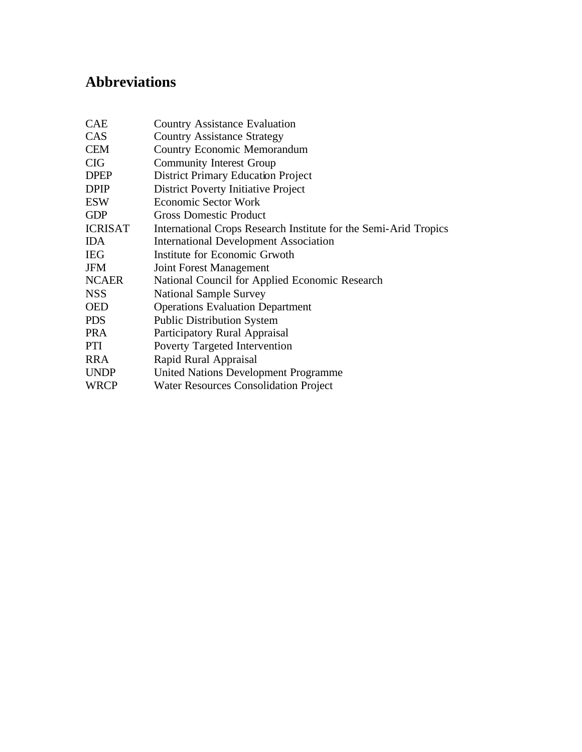# Abbreviations

| | |
|---|---|
| CAE | Country Assistance Evaluation |
| CAS | Country Assistance Strategy |
| CEM | Country Economic Memorandum |
| CIG | Community Interest Group |
| DPEP | District Primary Education Project |
| DPIP | District Poverty Initiative Project |
| ESW | Economic Sector Work |
| GDP | Gross Domestic Product |
| ICRISAT | International Crops Research Institute for the Semi-Arid Tropics |
| IDA | International Development Association |
| IEG | Institute for Economic Grwoth |
| JFM | Joint Forest Management |
| NCAER | National Council for Applied Economic Research |
| NSS | National Sample Survey |
| OED | Operations Evaluation Department |
| PDS | Public Distribution System |
| PRA | Participatory Rural Appraisal |
| PTI | Poverty Targeted Intervention |
| RRA | Rapid Rural Appraisal |
| UNDP | United Nations Development Programme |
| WRCP | Water Resources Consolidation Project |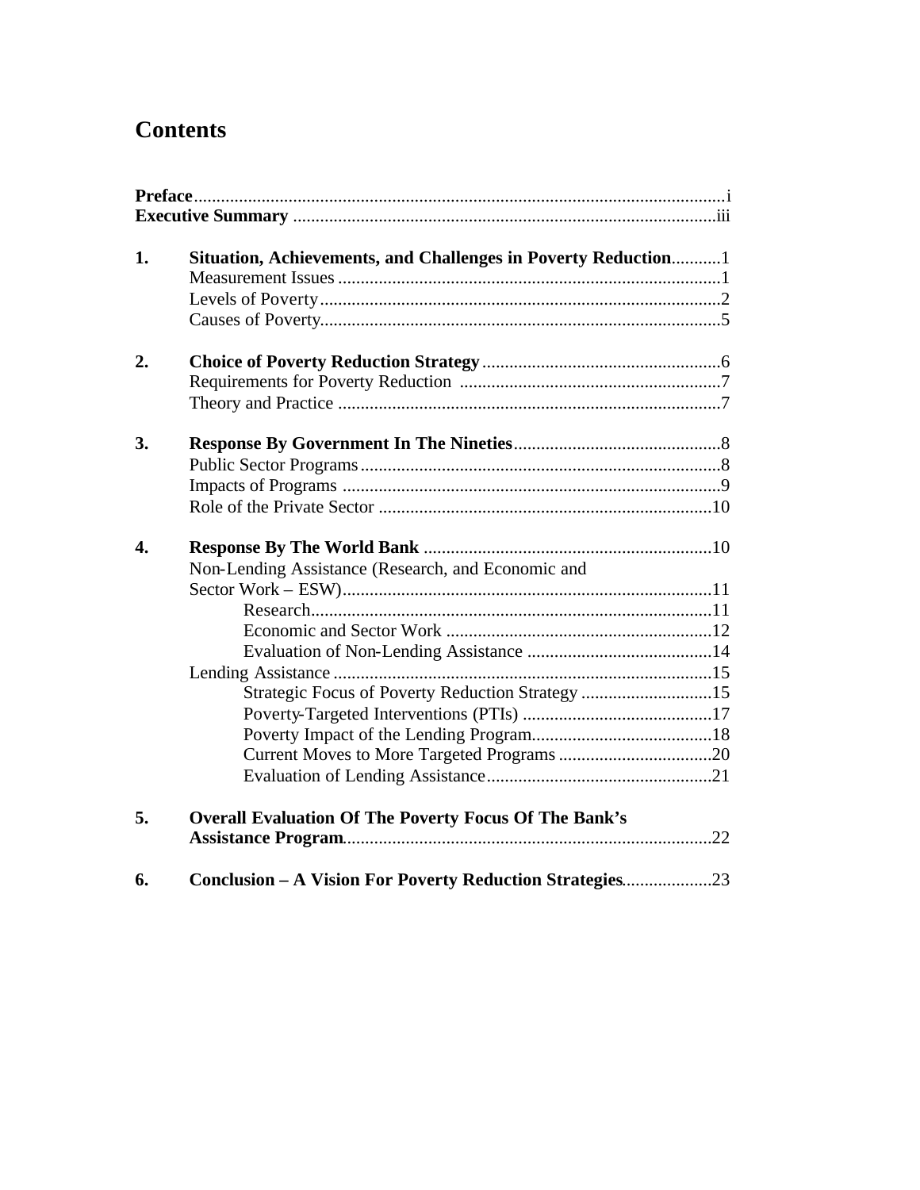# Contents

**Preface** ..................................................................................................................... i
**Executive Summary** ............................................................................................ iii

**1. Situation, Achievements, and Challenges in Poverty Reduction** ........... 1
- Measurement Issues ...................................................................................... 1
- Levels of Poverty .......................................................................................... 2
- Causes of Poverty .......................................................................................... 5

**2. Choice of Poverty Reduction Strategy** ..................................................... 6
- Requirements for Poverty Reduction .......................................................... 7
- Theory and Practice ...................................................................................... 7

**3. Response By Government In The Nineties** ............................................. 8
- Public Sector Programs ................................................................................ 8
- Impacts of Programs ..................................................................................... 9
- Role of the Private Sector ........................................................................... 10

**4. Response By The World Bank** ................................................................ 10
- Non-Lending Assistance (Research, and Economic and Sector Work – ESW) ................................................................................. 11
  - Research ........................................................................................ 11
  - Economic and Sector Work .......................................................... 12
  - Evaluation of Non-Lending Assistance ......................................... 14
- Lending Assistance ..................................................................................... 15
  - Strategic Focus of Poverty Reduction Strategy ............................. 15
  - Poverty-Targeted Interventions (PTIs) .......................................... 17
  - Poverty Impact of the Lending Program ........................................ 18
  - Current Moves to More Targeted Programs .................................. 20
  - Evaluation of Lending Assistance .................................................. 21

**5. Overall Evaluation Of The Poverty Focus Of The Bank's Assistance Program** ................................................................................. 22

**6. Conclusion – A Vision For Poverty Reduction Strategies** .................... 23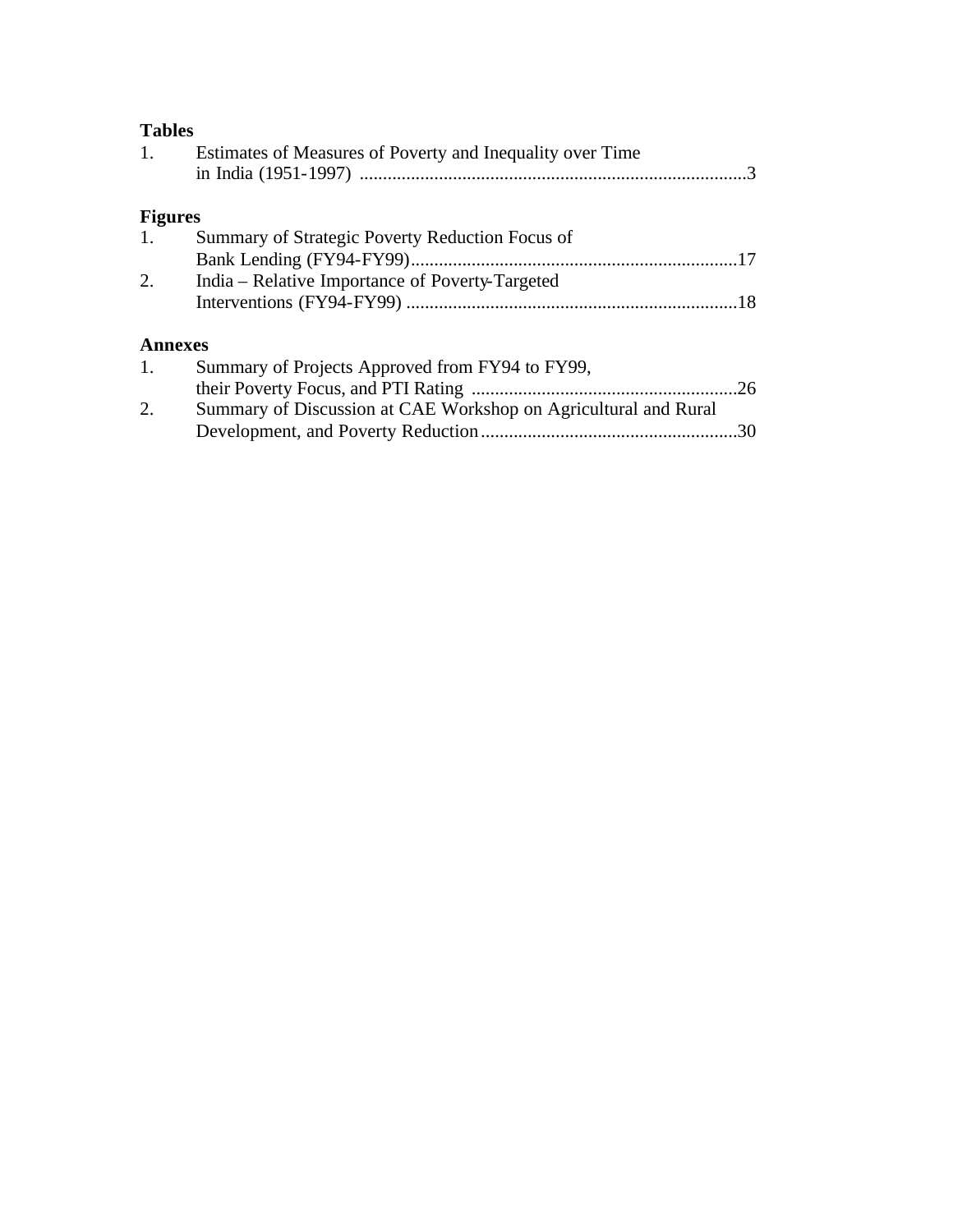**Tables**

1. Estimates of Measures of Poverty and Inequality over Time in India (1951-1997) ....................................................................................3

**Figures**

1. Summary of Strategic Poverty Reduction Focus of Bank Lending (FY94-FY99).......................................................................17
2. India – Relative Importance of Poverty-Targeted Interventions (FY94-FY99) .......................................................................18

**Annexes**

1. Summary of Projects Approved from FY94 to FY99, their Poverty Focus, and PTI Rating ..........................................................26
2. Summary of Discussion at CAE Workshop on Agricultural and Rural Development, and Poverty Reduction.......................................................30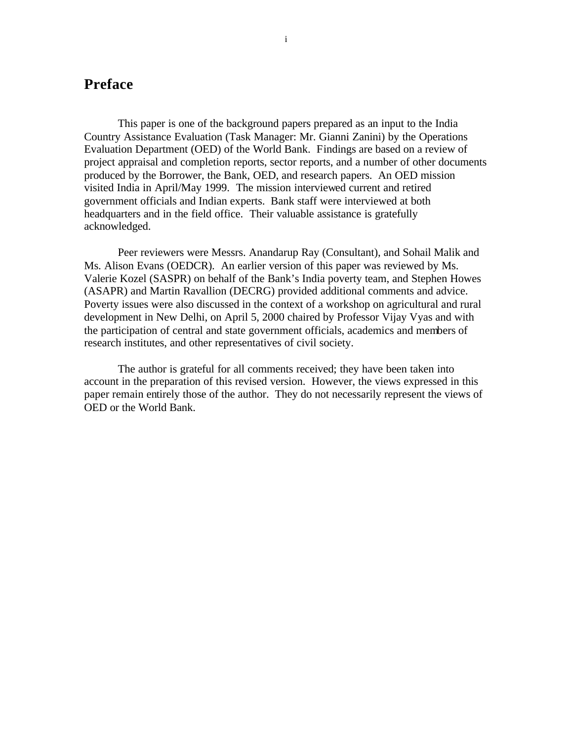# Preface

This paper is one of the background papers prepared as an input to the India Country Assistance Evaluation (Task Manager: Mr. Gianni Zanini) by the Operations Evaluation Department (OED) of the World Bank. Findings are based on a review of project appraisal and completion reports, sector reports, and a number of other documents produced by the Borrower, the Bank, OED, and research papers. An OED mission visited India in April/May 1999. The mission interviewed current and retired government officials and Indian experts. Bank staff were interviewed at both headquarters and in the field office. Their valuable assistance is gratefully acknowledged.

Peer reviewers were Messrs. Anandarup Ray (Consultant), and Sohail Malik and Ms. Alison Evans (OEDCR). An earlier version of this paper was reviewed by Ms. Valerie Kozel (SASPR) on behalf of the Bank's India poverty team, and Stephen Howes (ASAPR) and Martin Ravallion (DECRG) provided additional comments and advice. Poverty issues were also discussed in the context of a workshop on agricultural and rural development in New Delhi, on April 5, 2000 chaired by Professor Vijay Vyas and with the participation of central and state government officials, academics and members of research institutes, and other representatives of civil society.

The author is grateful for all comments received; they have been taken into account in the preparation of this revised version. However, the views expressed in this paper remain entirely those of the author. They do not necessarily represent the views of OED or the World Bank.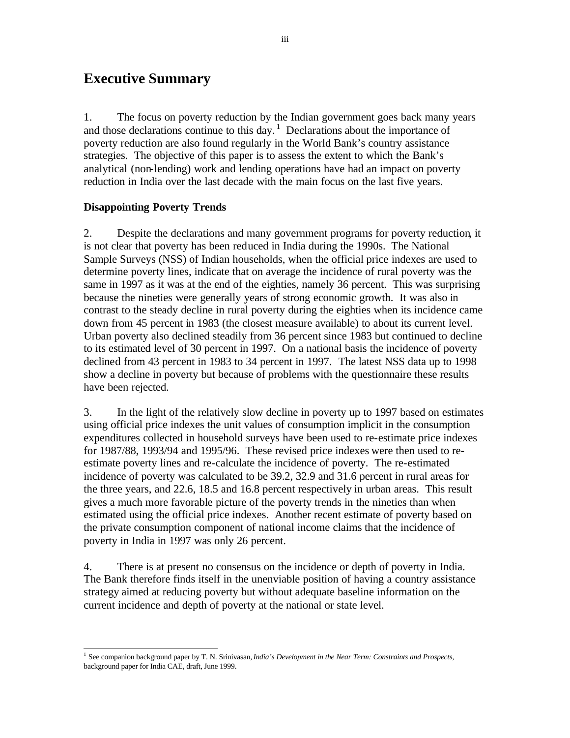# Executive Summary

1. The focus on poverty reduction by the Indian government goes back many years and those declarations continue to this day.[1] Declarations about the importance of poverty reduction are also found regularly in the World Bank's country assistance strategies. The objective of this paper is to assess the extent to which the Bank's analytical (non-lending) work and lending operations have had an impact on poverty reduction in India over the last decade with the main focus on the last five years.

**Disappointing Poverty Trends**

2. Despite the declarations and many government programs for poverty reduction, it is not clear that poverty has been reduced in India during the 1990s. The National Sample Surveys (NSS) of Indian households, when the official price indexes are used to determine poverty lines, indicate that on average the incidence of rural poverty was the same in 1997 as it was at the end of the eighties, namely 36 percent. This was surprising because the nineties were generally years of strong economic growth. It was also in contrast to the steady decline in rural poverty during the eighties when its incidence came down from 45 percent in 1983 (the closest measure available) to about its current level. Urban poverty also declined steadily from 36 percent since 1983 but continued to decline to its estimated level of 30 percent in 1997. On a national basis the incidence of poverty declined from 43 percent in 1983 to 34 percent in 1997. The latest NSS data up to 1998 show a decline in poverty but because of problems with the questionnaire these results have been rejected.

3. In the light of the relatively slow decline in poverty up to 1997 based on estimates using official price indexes the unit values of consumption implicit in the consumption expenditures collected in household surveys have been used to re-estimate price indexes for 1987/88, 1993/94 and 1995/96. These revised price indexes were then used to re-estimate poverty lines and re-calculate the incidence of poverty. The re-estimated incidence of poverty was calculated to be 39.2, 32.9 and 31.6 percent in rural areas for the three years, and 22.6, 18.5 and 16.8 percent respectively in urban areas. This result gives a much more favorable picture of the poverty trends in the nineties than when estimated using the official price indexes. Another recent estimate of poverty based on the private consumption component of national income claims that the incidence of poverty in India in 1997 was only 26 percent.

4. There is at present no consensus on the incidence or depth of poverty in India. The Bank therefore finds itself in the unenviable position of having a country assistance strategy aimed at reducing poverty but without adequate baseline information on the current incidence and depth of poverty at the national or state level.

---

[1] See companion background paper by T. N. Srinivasan, *India's Development in the Near Term: Constraints and Prospects*, background paper for India CAE, draft, June 1999.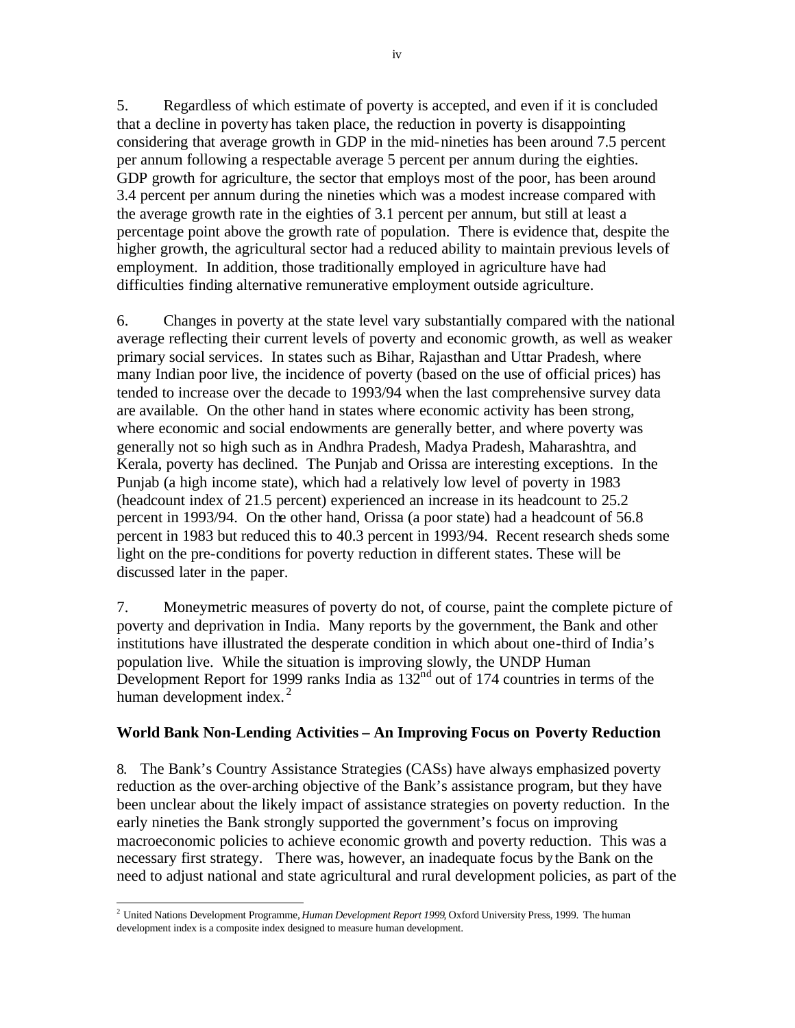5. Regardless of which estimate of poverty is accepted, and even if it is concluded that a decline in poverty has taken place, the reduction in poverty is disappointing considering that average growth in GDP in the mid-nineties has been around 7.5 percent per annum following a respectable average 5 percent per annum during the eighties. GDP growth for agriculture, the sector that employs most of the poor, has been around 3.4 percent per annum during the nineties which was a modest increase compared with the average growth rate in the eighties of 3.1 percent per annum, but still at least a percentage point above the growth rate of population. There is evidence that, despite the higher growth, the agricultural sector had a reduced ability to maintain previous levels of employment. In addition, those traditionally employed in agriculture have had difficulties finding alternative remunerative employment outside agriculture.

6. Changes in poverty at the state level vary substantially compared with the national average reflecting their current levels of poverty and economic growth, as well as weaker primary social services. In states such as Bihar, Rajasthan and Uttar Pradesh, where many Indian poor live, the incidence of poverty (based on the use of official prices) has tended to increase over the decade to 1993/94 when the last comprehensive survey data are available. On the other hand in states where economic activity has been strong, where economic and social endowments are generally better, and where poverty was generally not so high such as in Andhra Pradesh, Madya Pradesh, Maharashtra, and Kerala, poverty has declined. The Punjab and Orissa are interesting exceptions. In the Punjab (a high income state), which had a relatively low level of poverty in 1983 (headcount index of 21.5 percent) experienced an increase in its headcount to 25.2 percent in 1993/94. On the other hand, Orissa (a poor state) had a headcount of 56.8 percent in 1983 but reduced this to 40.3 percent in 1993/94. Recent research sheds some light on the pre-conditions for poverty reduction in different states. These will be discussed later in the paper.

7. Moneymetric measures of poverty do not, of course, paint the complete picture of poverty and deprivation in India. Many reports by the government, the Bank and other institutions have illustrated the desperate condition in which about one-third of India's population live. While the situation is improving slowly, the UNDP Human Development Report for 1999 ranks India as 132nd out of 174 countries in terms of the human development index.[2]

### World Bank Non-Lending Activities – An Improving Focus on Poverty Reduction

8. The Bank's Country Assistance Strategies (CASs) have always emphasized poverty reduction as the over-arching objective of the Bank's assistance program, but they have been unclear about the likely impact of assistance strategies on poverty reduction. In the early nineties the Bank strongly supported the government's focus on improving macroeconomic policies to achieve economic growth and poverty reduction. This was a necessary first strategy. There was, however, an inadequate focus by the Bank on the need to adjust national and state agricultural and rural development policies, as part of the

[2] United Nations Development Programme, *Human Development Report 1999*, Oxford University Press, 1999. The human development index is a composite index designed to measure human development.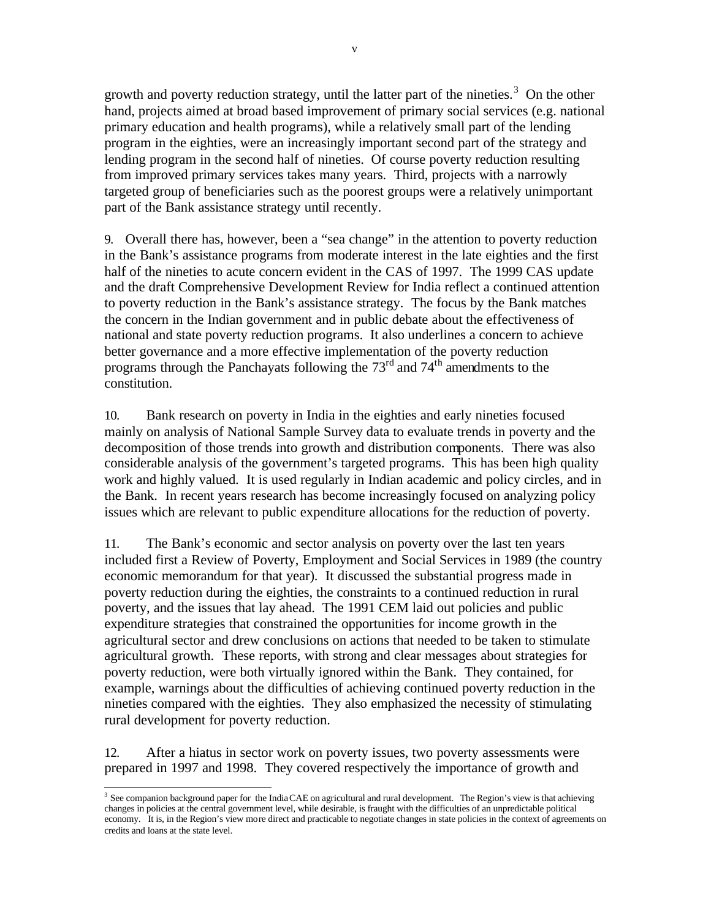growth and poverty reduction strategy, until the latter part of the nineties.[3] On the other hand, projects aimed at broad based improvement of primary social services (e.g. national primary education and health programs), while a relatively small part of the lending program in the eighties, were an increasingly important second part of the strategy and lending program in the second half of nineties. Of course poverty reduction resulting from improved primary services takes many years. Third, projects with a narrowly targeted group of beneficiaries such as the poorest groups were a relatively unimportant part of the Bank assistance strategy until recently.

9. Overall there has, however, been a "sea change" in the attention to poverty reduction in the Bank's assistance programs from moderate interest in the late eighties and the first half of the nineties to acute concern evident in the CAS of 1997. The 1999 CAS update and the draft Comprehensive Development Review for India reflect a continued attention to poverty reduction in the Bank's assistance strategy. The focus by the Bank matches the concern in the Indian government and in public debate about the effectiveness of national and state poverty reduction programs. It also underlines a concern to achieve better governance and a more effective implementation of the poverty reduction programs through the Panchayats following the 73rd and 74th amendments to the constitution.

10. Bank research on poverty in India in the eighties and early nineties focused mainly on analysis of National Sample Survey data to evaluate trends in poverty and the decomposition of those trends into growth and distribution components. There was also considerable analysis of the government's targeted programs. This has been high quality work and highly valued. It is used regularly in Indian academic and policy circles, and in the Bank. In recent years research has become increasingly focused on analyzing policy issues which are relevant to public expenditure allocations for the reduction of poverty.

11. The Bank's economic and sector analysis on poverty over the last ten years included first a Review of Poverty, Employment and Social Services in 1989 (the country economic memorandum for that year). It discussed the substantial progress made in poverty reduction during the eighties, the constraints to a continued reduction in rural poverty, and the issues that lay ahead. The 1991 CEM laid out policies and public expenditure strategies that constrained the opportunities for income growth in the agricultural sector and drew conclusions on actions that needed to be taken to stimulate agricultural growth. These reports, with strong and clear messages about strategies for poverty reduction, were both virtually ignored within the Bank. They contained, for example, warnings about the difficulties of achieving continued poverty reduction in the nineties compared with the eighties. They also emphasized the necessity of stimulating rural development for poverty reduction.

12. After a hiatus in sector work on poverty issues, two poverty assessments were prepared in 1997 and 1998. They covered respectively the importance of growth and

---

[3] See companion background paper for the India CAE on agricultural and rural development. The Region's view is that achieving changes in policies at the central government level, while desirable, is fraught with the difficulties of an unpredictable political economy. It is, in the Region's view more direct and practicable to negotiate changes in state policies in the context of agreements on credits and loans at the state level.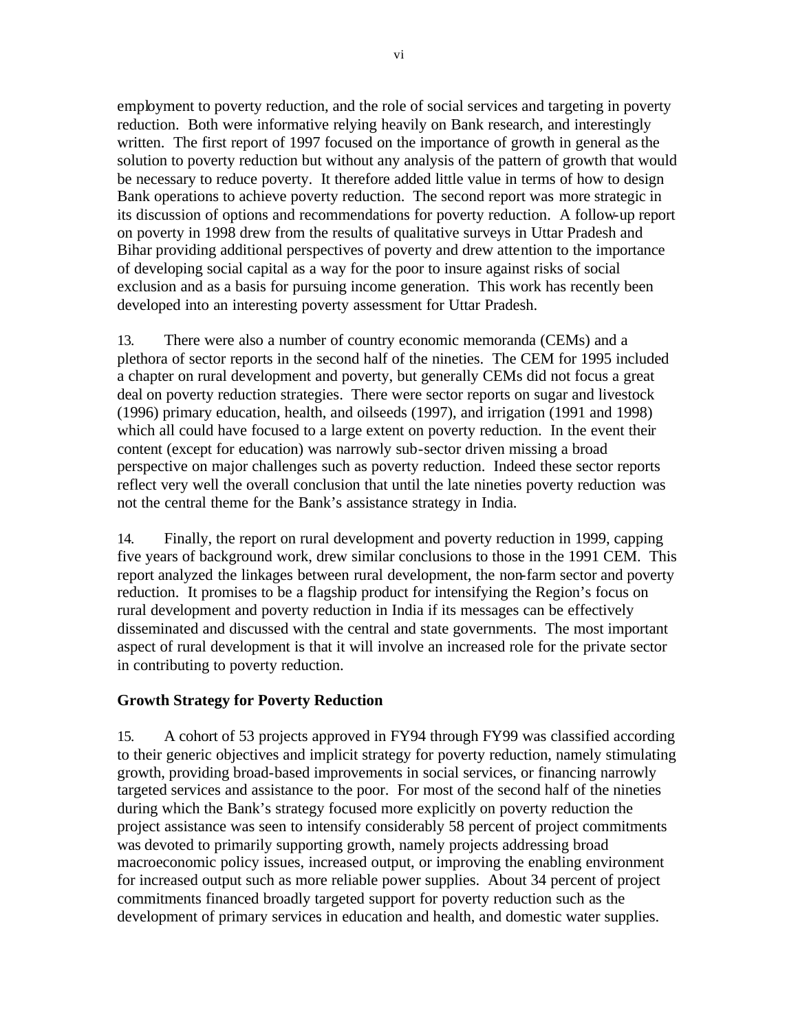employment to poverty reduction, and the role of social services and targeting in poverty reduction. Both were informative relying heavily on Bank research, and interestingly written. The first report of 1997 focused on the importance of growth in general as the solution to poverty reduction but without any analysis of the pattern of growth that would be necessary to reduce poverty. It therefore added little value in terms of how to design Bank operations to achieve poverty reduction. The second report was more strategic in its discussion of options and recommendations for poverty reduction. A follow-up report on poverty in 1998 drew from the results of qualitative surveys in Uttar Pradesh and Bihar providing additional perspectives of poverty and drew attention to the importance of developing social capital as a way for the poor to insure against risks of social exclusion and as a basis for pursuing income generation. This work has recently been developed into an interesting poverty assessment for Uttar Pradesh.

13. There were also a number of country economic memoranda (CEMs) and a plethora of sector reports in the second half of the nineties. The CEM for 1995 included a chapter on rural development and poverty, but generally CEMs did not focus a great deal on poverty reduction strategies. There were sector reports on sugar and livestock (1996) primary education, health, and oilseeds (1997), and irrigation (1991 and 1998) which all could have focused to a large extent on poverty reduction. In the event their content (except for education) was narrowly sub-sector driven missing a broad perspective on major challenges such as poverty reduction. Indeed these sector reports reflect very well the overall conclusion that until the late nineties poverty reduction was not the central theme for the Bank's assistance strategy in India.

14. Finally, the report on rural development and poverty reduction in 1999, capping five years of background work, drew similar conclusions to those in the 1991 CEM. This report analyzed the linkages between rural development, the non-farm sector and poverty reduction. It promises to be a flagship product for intensifying the Region's focus on rural development and poverty reduction in India if its messages can be effectively disseminated and discussed with the central and state governments. The most important aspect of rural development is that it will involve an increased role for the private sector in contributing to poverty reduction.

**Growth Strategy for Poverty Reduction**

15. A cohort of 53 projects approved in FY94 through FY99 was classified according to their generic objectives and implicit strategy for poverty reduction, namely stimulating growth, providing broad-based improvements in social services, or financing narrowly targeted services and assistance to the poor. For most of the second half of the nineties during which the Bank's strategy focused more explicitly on poverty reduction the project assistance was seen to intensify considerably 58 percent of project commitments was devoted to primarily supporting growth, namely projects addressing broad macroeconomic policy issues, increased output, or improving the enabling environment for increased output such as more reliable power supplies. About 34 percent of project commitments financed broadly targeted support for poverty reduction such as the development of primary services in education and health, and domestic water supplies.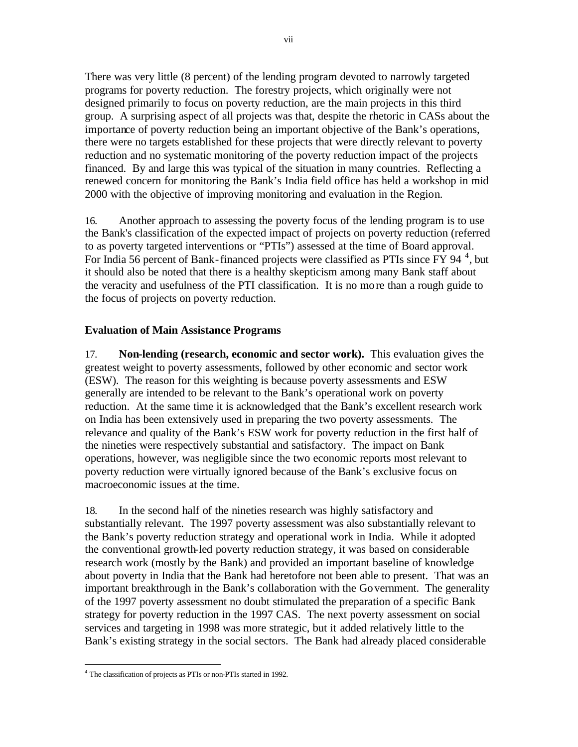There was very little (8 percent) of the lending program devoted to narrowly targeted programs for poverty reduction. The forestry projects, which originally were not designed primarily to focus on poverty reduction, are the main projects in this third group. A surprising aspect of all projects was that, despite the rhetoric in CASs about the importance of poverty reduction being an important objective of the Bank's operations, there were no targets established for these projects that were directly relevant to poverty reduction and no systematic monitoring of the poverty reduction impact of the projects financed. By and large this was typical of the situation in many countries. Reflecting a renewed concern for monitoring the Bank's India field office has held a workshop in mid 2000 with the objective of improving monitoring and evaluation in the Region.

16. Another approach to assessing the poverty focus of the lending program is to use the Bank's classification of the expected impact of projects on poverty reduction (referred to as poverty targeted interventions or "PTIs") assessed at the time of Board approval. For India 56 percent of Bank-financed projects were classified as PTIs since FY 94 [4], but it should also be noted that there is a healthy skepticism among many Bank staff about the veracity and usefulness of the PTI classification. It is no more than a rough guide to the focus of projects on poverty reduction.

### Evaluation of Main Assistance Programs

17. **Non-lending (research, economic and sector work).** This evaluation gives the greatest weight to poverty assessments, followed by other economic and sector work (ESW). The reason for this weighting is because poverty assessments and ESW generally are intended to be relevant to the Bank's operational work on poverty reduction. At the same time it is acknowledged that the Bank's excellent research work on India has been extensively used in preparing the two poverty assessments. The relevance and quality of the Bank's ESW work for poverty reduction in the first half of the nineties were respectively substantial and satisfactory. The impact on Bank operations, however, was negligible since the two economic reports most relevant to poverty reduction were virtually ignored because of the Bank's exclusive focus on macroeconomic issues at the time.

18. In the second half of the nineties research was highly satisfactory and substantially relevant. The 1997 poverty assessment was also substantially relevant to the Bank's poverty reduction strategy and operational work in India. While it adopted the conventional growth-led poverty reduction strategy, it was based on considerable research work (mostly by the Bank) and provided an important baseline of knowledge about poverty in India that the Bank had heretofore not been able to present. That was an important breakthrough in the Bank's collaboration with the Government. The generality of the 1997 poverty assessment no doubt stimulated the preparation of a specific Bank strategy for poverty reduction in the 1997 CAS. The next poverty assessment on social services and targeting in 1998 was more strategic, but it added relatively little to the Bank's existing strategy in the social sectors. The Bank had already placed considerable

[4] The classification of projects as PTIs or non-PTIs started in 1992.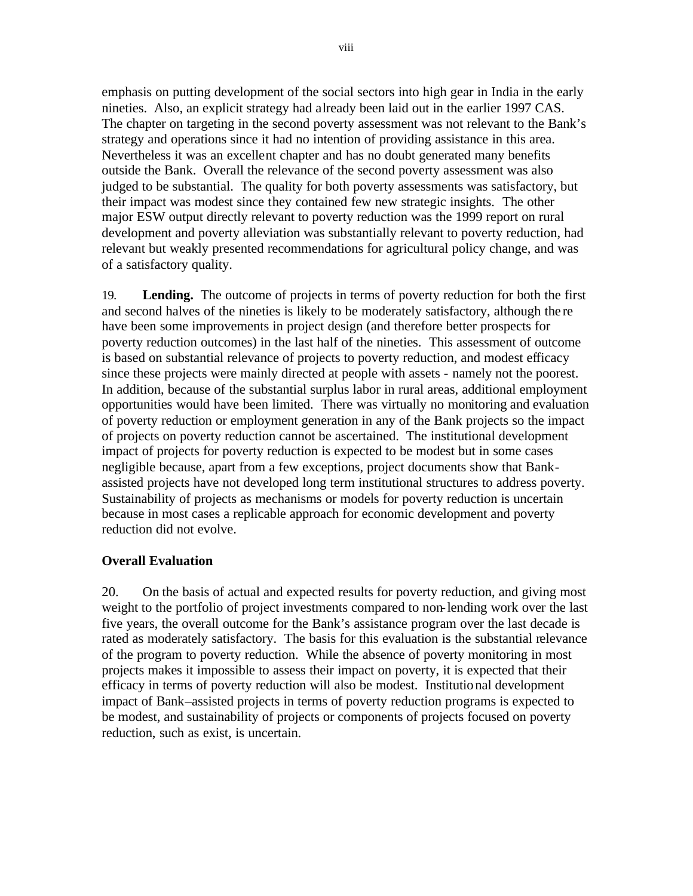emphasis on putting development of the social sectors into high gear in India in the early nineties. Also, an explicit strategy had already been laid out in the earlier 1997 CAS. The chapter on targeting in the second poverty assessment was not relevant to the Bank's strategy and operations since it had no intention of providing assistance in this area. Nevertheless it was an excellent chapter and has no doubt generated many benefits outside the Bank. Overall the relevance of the second poverty assessment was also judged to be substantial. The quality for both poverty assessments was satisfactory, but their impact was modest since they contained few new strategic insights. The other major ESW output directly relevant to poverty reduction was the 1999 report on rural development and poverty alleviation was substantially relevant to poverty reduction, had relevant but weakly presented recommendations for agricultural policy change, and was of a satisfactory quality.

19. **Lending.** The outcome of projects in terms of poverty reduction for both the first and second halves of the nineties is likely to be moderately satisfactory, although there have been some improvements in project design (and therefore better prospects for poverty reduction outcomes) in the last half of the nineties. This assessment of outcome is based on substantial relevance of projects to poverty reduction, and modest efficacy since these projects were mainly directed at people with assets - namely not the poorest. In addition, because of the substantial surplus labor in rural areas, additional employment opportunities would have been limited. There was virtually no monitoring and evaluation of poverty reduction or employment generation in any of the Bank projects so the impact of projects on poverty reduction cannot be ascertained. The institutional development impact of projects for poverty reduction is expected to be modest but in some cases negligible because, apart from a few exceptions, project documents show that Bank-assisted projects have not developed long term institutional structures to address poverty. Sustainability of projects as mechanisms or models for poverty reduction is uncertain because in most cases a replicable approach for economic development and poverty reduction did not evolve.

**Overall Evaluation**

20. On the basis of actual and expected results for poverty reduction, and giving most weight to the portfolio of project investments compared to non-lending work over the last five years, the overall outcome for the Bank's assistance program over the last decade is rated as moderately satisfactory. The basis for this evaluation is the substantial relevance of the program to poverty reduction. While the absence of poverty monitoring in most projects makes it impossible to assess their impact on poverty, it is expected that their efficacy in terms of poverty reduction will also be modest. Institutional development impact of Bank–assisted projects in terms of poverty reduction programs is expected to be modest, and sustainability of projects or components of projects focused on poverty reduction, such as exist, is uncertain.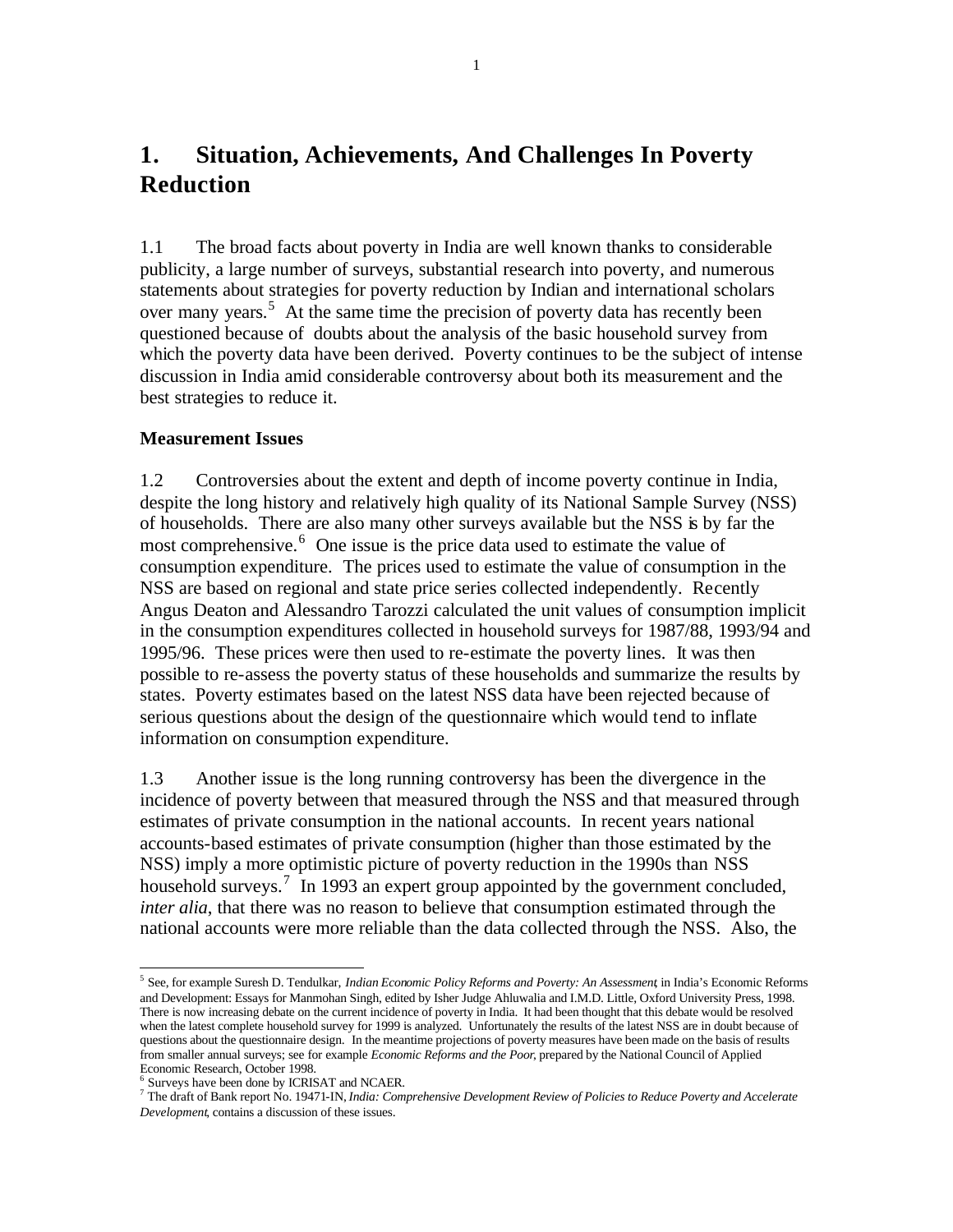# 1. Situation, Achievements, And Challenges In Poverty Reduction

1.1 The broad facts about poverty in India are well known thanks to considerable publicity, a large number of surveys, substantial research into poverty, and numerous statements about strategies for poverty reduction by Indian and international scholars over many years.[5] At the same time the precision of poverty data has recently been questioned because of doubts about the analysis of the basic household survey from which the poverty data have been derived. Poverty continues to be the subject of intense discussion in India amid considerable controversy about both its measurement and the best strategies to reduce it.

**Measurement Issues**

1.2 Controversies about the extent and depth of income poverty continue in India, despite the long history and relatively high quality of its National Sample Survey (NSS) of households. There are also many other surveys available but the NSS is by far the most comprehensive.[6] One issue is the price data used to estimate the value of consumption expenditure. The prices used to estimate the value of consumption in the NSS are based on regional and state price series collected independently. Recently Angus Deaton and Alessandro Tarozzi calculated the unit values of consumption implicit in the consumption expenditures collected in household surveys for 1987/88, 1993/94 and 1995/96. These prices were then used to re-estimate the poverty lines. It was then possible to re-assess the poverty status of these households and summarize the results by states. Poverty estimates based on the latest NSS data have been rejected because of serious questions about the design of the questionnaire which would tend to inflate information on consumption expenditure.

1.3 Another issue is the long running controversy has been the divergence in the incidence of poverty between that measured through the NSS and that measured through estimates of private consumption in the national accounts. In recent years national accounts-based estimates of private consumption (higher than those estimated by the NSS) imply a more optimistic picture of poverty reduction in the 1990s than NSS household surveys.[7] In 1993 an expert group appointed by the government concluded, *inter alia*, that there was no reason to believe that consumption estimated through the national accounts were more reliable than the data collected through the NSS. Also, the

---

[5] See, for example Suresh D. Tendulkar, *Indian Economic Policy Reforms and Poverty: An Assessment*, in India's Economic Reforms and Development: Essays for Manmohan Singh, edited by Isher Judge Ahluwalia and I.M.D. Little, Oxford University Press, 1998. There is now increasing debate on the current incidence of poverty in India. It had been thought that this debate would be resolved when the latest complete household survey for 1999 is analyzed. Unfortunately the results of the latest NSS are in doubt because of questions about the questionnaire design. In the meantime projections of poverty measures have been made on the basis of results from smaller annual surveys; see for example *Economic Reforms and the Poor*, prepared by the National Council of Applied Economic Research, October 1998.

[6] Surveys have been done by ICRISAT and NCAER.

[7] The draft of Bank report No. 19471-IN, *India: Comprehensive Development Review of Policies to Reduce Poverty and Accelerate Development*, contains a discussion of these issues.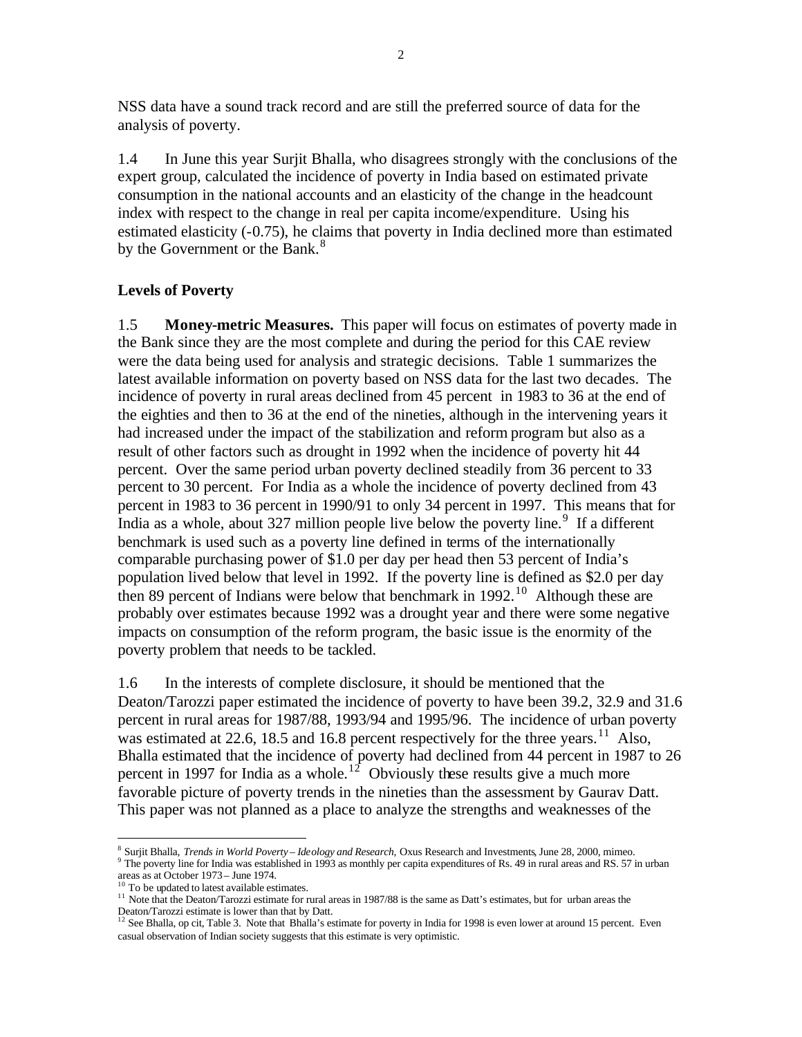NSS data have a sound track record and are still the preferred source of data for the analysis of poverty.

1.4 In June this year Surjit Bhalla, who disagrees strongly with the conclusions of the expert group, calculated the incidence of poverty in India based on estimated private consumption in the national accounts and an elasticity of the change in the headcount index with respect to the change in real per capita income/expenditure. Using his estimated elasticity (-0.75), he claims that poverty in India declined more than estimated by the Government or the Bank.[8]

**Levels of Poverty**

1.5 **Money-metric Measures.** This paper will focus on estimates of poverty made in the Bank since they are the most complete and during the period for this CAE review were the data being used for analysis and strategic decisions. Table 1 summarizes the latest available information on poverty based on NSS data for the last two decades. The incidence of poverty in rural areas declined from 45 percent in 1983 to 36 at the end of the eighties and then to 36 at the end of the nineties, although in the intervening years it had increased under the impact of the stabilization and reform program but also as a result of other factors such as drought in 1992 when the incidence of poverty hit 44 percent. Over the same period urban poverty declined steadily from 36 percent to 33 percent to 30 percent. For India as a whole the incidence of poverty declined from 43 percent in 1983 to 36 percent in 1990/91 to only 34 percent in 1997. This means that for India as a whole, about 327 million people live below the poverty line.[9] If a different benchmark is used such as a poverty line defined in terms of the internationally comparable purchasing power of \$1.0 per day per head then 53 percent of India's population lived below that level in 1992. If the poverty line is defined as \$2.0 per day then 89 percent of Indians were below that benchmark in 1992.[10] Although these are probably over estimates because 1992 was a drought year and there were some negative impacts on consumption of the reform program, the basic issue is the enormity of the poverty problem that needs to be tackled.

1.6 In the interests of complete disclosure, it should be mentioned that the Deaton/Tarozzi paper estimated the incidence of poverty to have been 39.2, 32.9 and 31.6 percent in rural areas for 1987/88, 1993/94 and 1995/96. The incidence of urban poverty was estimated at 22.6, 18.5 and 16.8 percent respectively for the three years.[11] Also, Bhalla estimated that the incidence of poverty had declined from 44 percent in 1987 to 26 percent in 1997 for India as a whole.[12] Obviously these results give a much more favorable picture of poverty trends in the nineties than the assessment by Gaurav Datt. This paper was not planned as a place to analyze the strengths and weaknesses of the

---

[8] Surjit Bhalla, *Trends in World Poverty – Ideology and Research,* Oxus Research and Investments, June 28, 2000, mimeo.

[9] The poverty line for India was established in 1993 as monthly per capita expenditures of Rs. 49 in rural areas and RS. 57 in urban areas as at October 1973 – June 1974.

[10] To be updated to latest available estimates.

[11] Note that the Deaton/Tarozzi estimate for rural areas in 1987/88 is the same as Datt's estimates, but for urban areas the Deaton/Tarozzi estimate is lower than that by Datt.

[12] See Bhalla, op cit, Table 3. Note that Bhalla's estimate for poverty in India for 1998 is even lower at around 15 percent. Even casual observation of Indian society suggests that this estimate is very optimistic.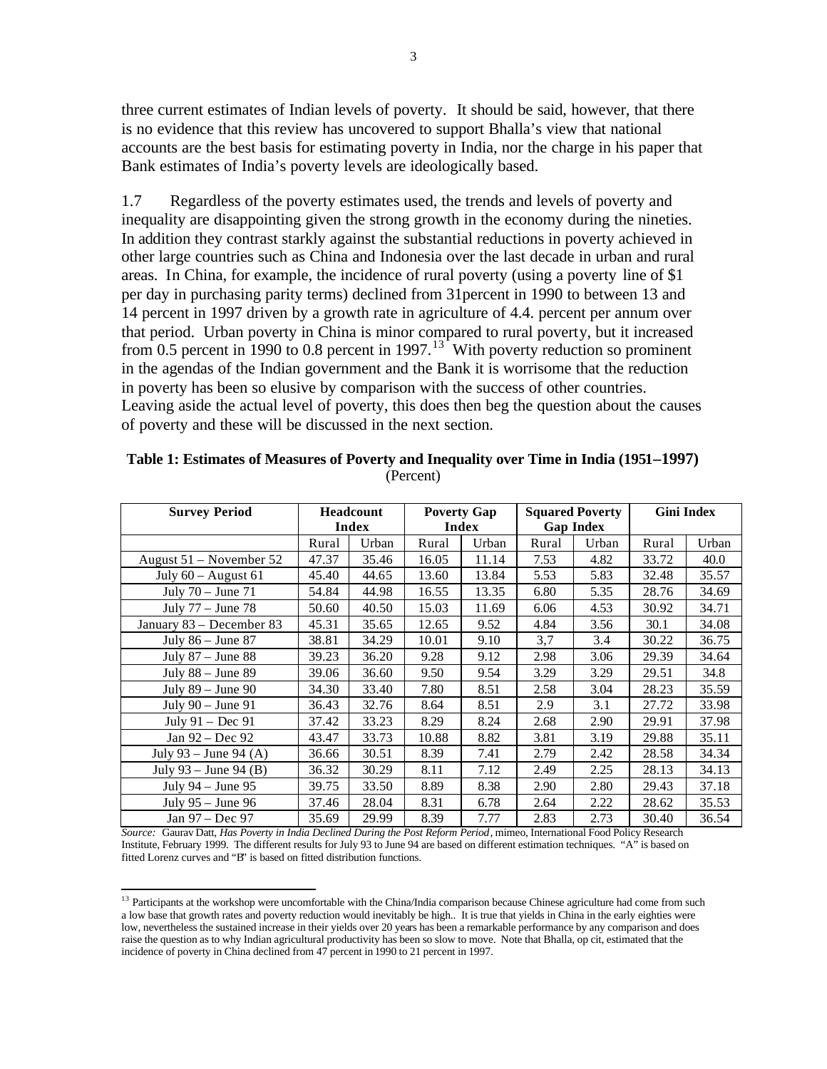three current estimates of Indian levels of poverty. It should be said, however, that there is no evidence that this review has uncovered to support Bhalla's view that national accounts are the best basis for estimating poverty in India, nor the charge in his paper that Bank estimates of India's poverty levels are ideologically based.

1.7 Regardless of the poverty estimates used, the trends and levels of poverty and inequality are disappointing given the strong growth in the economy during the nineties. In addition they contrast starkly against the substantial reductions in poverty achieved in other large countries such as China and Indonesia over the last decade in urban and rural areas. In China, for example, the incidence of rural poverty (using a poverty line of \$1 per day in purchasing parity terms) declined from 31percent in 1990 to between 13 and 14 percent in 1997 driven by a growth rate in agriculture of 4.4. percent per annum over that period. Urban poverty in China is minor compared to rural poverty, but it increased from 0.5 percent in 1990 to 0.8 percent in 1997.[13] With poverty reduction so prominent in the agendas of the Indian government and the Bank it is worrisome that the reduction in poverty has been so elusive by comparison with the success of other countries. Leaving aside the actual level of poverty, this does then beg the question about the causes of poverty and these will be discussed in the next section.

**Table 1: Estimates of Measures of Poverty and Inequality over Time in India (1951–1997)**
(Percent)

| Survey Period | Headcount Index | | Poverty Gap Index | | Squared Poverty Gap Index | | Gini Index | |
|---|---|---|---|---|---|---|---|---|
| | Rural | Urban | Rural | Urban | Rural | Urban | Rural | Urban |
| August 51 – November 52 | 47.37 | 35.46 | 16.05 | 11.14 | 7.53 | 4.82 | 33.72 | 40.0 |
| July 60 – August 61 | 45.40 | 44.65 | 13.60 | 13.84 | 5.53 | 5.83 | 32.48 | 35.57 |
| July 70 – June 71 | 54.84 | 44.98 | 16.55 | 13.35 | 6.80 | 5.35 | 28.76 | 34.69 |
| July 77 – June 78 | 50.60 | 40.50 | 15.03 | 11.69 | 6.06 | 4.53 | 30.92 | 34.71 |
| January 83 – December 83 | 45.31 | 35.65 | 12.65 | 9.52 | 4.84 | 3.56 | 30.1 | 34.08 |
| July 86 – June 87 | 38.81 | 34.29 | 10.01 | 9.10 | 3,7 | 3.4 | 30.22 | 36.75 |
| July 87 – June 88 | 39.23 | 36.20 | 9.28 | 9.12 | 2.98 | 3.06 | 29.39 | 34.64 |
| July 88 – June 89 | 39.06 | 36.60 | 9.50 | 9.54 | 3.29 | 3.29 | 29.51 | 34.8 |
| July 89 – June 90 | 34.30 | 33.40 | 7.80 | 8.51 | 2.58 | 3.04 | 28.23 | 35.59 |
| July 90 – June 91 | 36.43 | 32.76 | 8.64 | 8.51 | 2.9 | 3.1 | 27.72 | 33.98 |
| July 91 – Dec 91 | 37.42 | 33.23 | 8.29 | 8.24 | 2.68 | 2.90 | 29.91 | 37.98 |
| Jan 92 – Dec 92 | 43.47 | 33.73 | 10.88 | 8.82 | 3.81 | 3.19 | 29.88 | 35.11 |
| July 93 – June 94 (A) | 36.66 | 30.51 | 8.39 | 7.41 | 2.79 | 2.42 | 28.58 | 34.34 |
| July 93 – June 94 (B) | 36.32 | 30.29 | 8.11 | 7.12 | 2.49 | 2.25 | 28.13 | 34.13 |
| July 94 – June 95 | 39.75 | 33.50 | 8.89 | 8.38 | 2.90 | 2.80 | 29.43 | 37.18 |
| July 95 – June 96 | 37.46 | 28.04 | 8.31 | 6.78 | 2.64 | 2.22 | 28.62 | 35.53 |
| Jan 97 – Dec 97 | 35.69 | 29.99 | 8.39 | 7.77 | 2.83 | 2.73 | 30.40 | 36.54 |

*Source:* Gaurav Datt, *Has Poverty in India Declined During the Post Reform Period*, mimeo, International Food Policy Research Institute, February 1999. The different results for July 93 to June 94 are based on different estimation techniques. "A" is based on fitted Lorenz curves and "B" is based on fitted distribution functions.

[13] Participants at the workshop were uncomfortable with the China/India comparison because Chinese agriculture had come from such a low base that growth rates and poverty reduction would inevitably be high.. It is true that yields in China in the early eighties were low, nevertheless the sustained increase in their yields over 20 years has been a remarkable performance by any comparison and does raise the question as to why Indian agricultural productivity has been so slow to move. Note that Bhalla, op cit, estimated that the incidence of poverty in China declined from 47 percent in 1990 to 21 percent in 1997.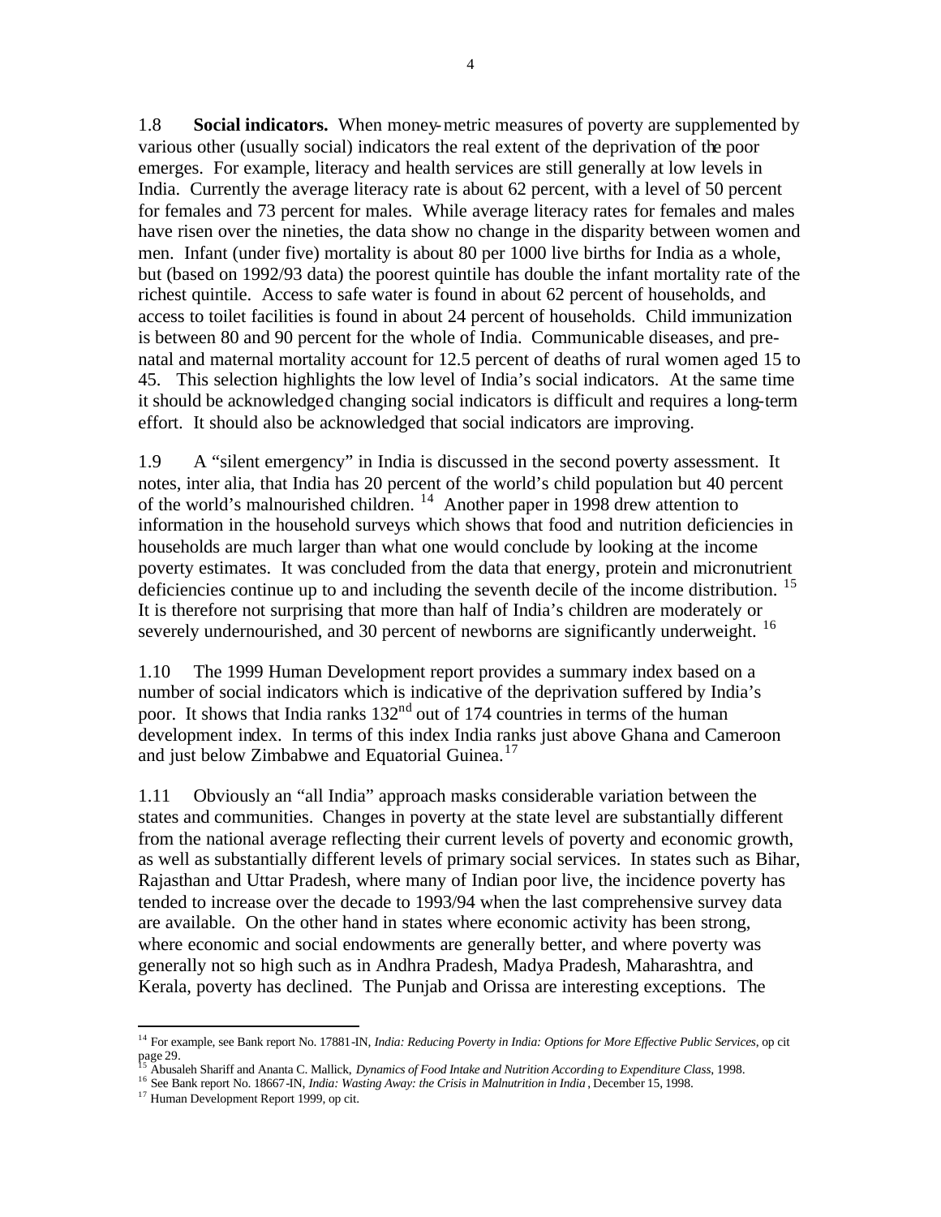1.8 **Social indicators.** When money-metric measures of poverty are supplemented by various other (usually social) indicators the real extent of the deprivation of the poor emerges. For example, literacy and health services are still generally at low levels in India. Currently the average literacy rate is about 62 percent, with a level of 50 percent for females and 73 percent for males. While average literacy rates for females and males have risen over the nineties, the data show no change in the disparity between women and men. Infant (under five) mortality is about 80 per 1000 live births for India as a whole, but (based on 1992/93 data) the poorest quintile has double the infant mortality rate of the richest quintile. Access to safe water is found in about 62 percent of households, and access to toilet facilities is found in about 24 percent of households. Child immunization is between 80 and 90 percent for the whole of India. Communicable diseases, and pre-natal and maternal mortality account for 12.5 percent of deaths of rural women aged 15 to 45. This selection highlights the low level of India's social indicators. At the same time it should be acknowledged changing social indicators is difficult and requires a long-term effort. It should also be acknowledged that social indicators are improving.

1.9 A "silent emergency" in India is discussed in the second poverty assessment. It notes, inter alia, that India has 20 percent of the world's child population but 40 percent of the world's malnourished children. [14] Another paper in 1998 drew attention to information in the household surveys which shows that food and nutrition deficiencies in households are much larger than what one would conclude by looking at the income poverty estimates. It was concluded from the data that energy, protein and micronutrient deficiencies continue up to and including the seventh decile of the income distribution. [15] It is therefore not surprising that more than half of India's children are moderately or severely undernourished, and 30 percent of newborns are significantly underweight. [16]

1.10 The 1999 Human Development report provides a summary index based on a number of social indicators which is indicative of the deprivation suffered by India's poor. It shows that India ranks 132nd out of 174 countries in terms of the human development index. In terms of this index India ranks just above Ghana and Cameroon and just below Zimbabwe and Equatorial Guinea. [17]

1.11 Obviously an "all India" approach masks considerable variation between the states and communities. Changes in poverty at the state level are substantially different from the national average reflecting their current levels of poverty and economic growth, as well as substantially different levels of primary social services. In states such as Bihar, Rajasthan and Uttar Pradesh, where many of Indian poor live, the incidence poverty has tended to increase over the decade to 1993/94 when the last comprehensive survey data are available. On the other hand in states where economic activity has been strong, where economic and social endowments are generally better, and where poverty was generally not so high such as in Andhra Pradesh, Madya Pradesh, Maharashtra, and Kerala, poverty has declined. The Punjab and Orissa are interesting exceptions. The

---

[14] For example, see Bank report No. 17881-IN, *India: Reducing Poverty in India: Options for More Effective Public Services*, op cit page 29.

[15] Abusaleh Shariff and Ananta C. Mallick, *Dynamics of Food Intake and Nutrition According to Expenditure Class*, 1998.

[16] See Bank report No. 18667-IN, *India: Wasting Away: the Crisis in Malnutrition in India*, December 15, 1998.

[17] Human Development Report 1999, op cit.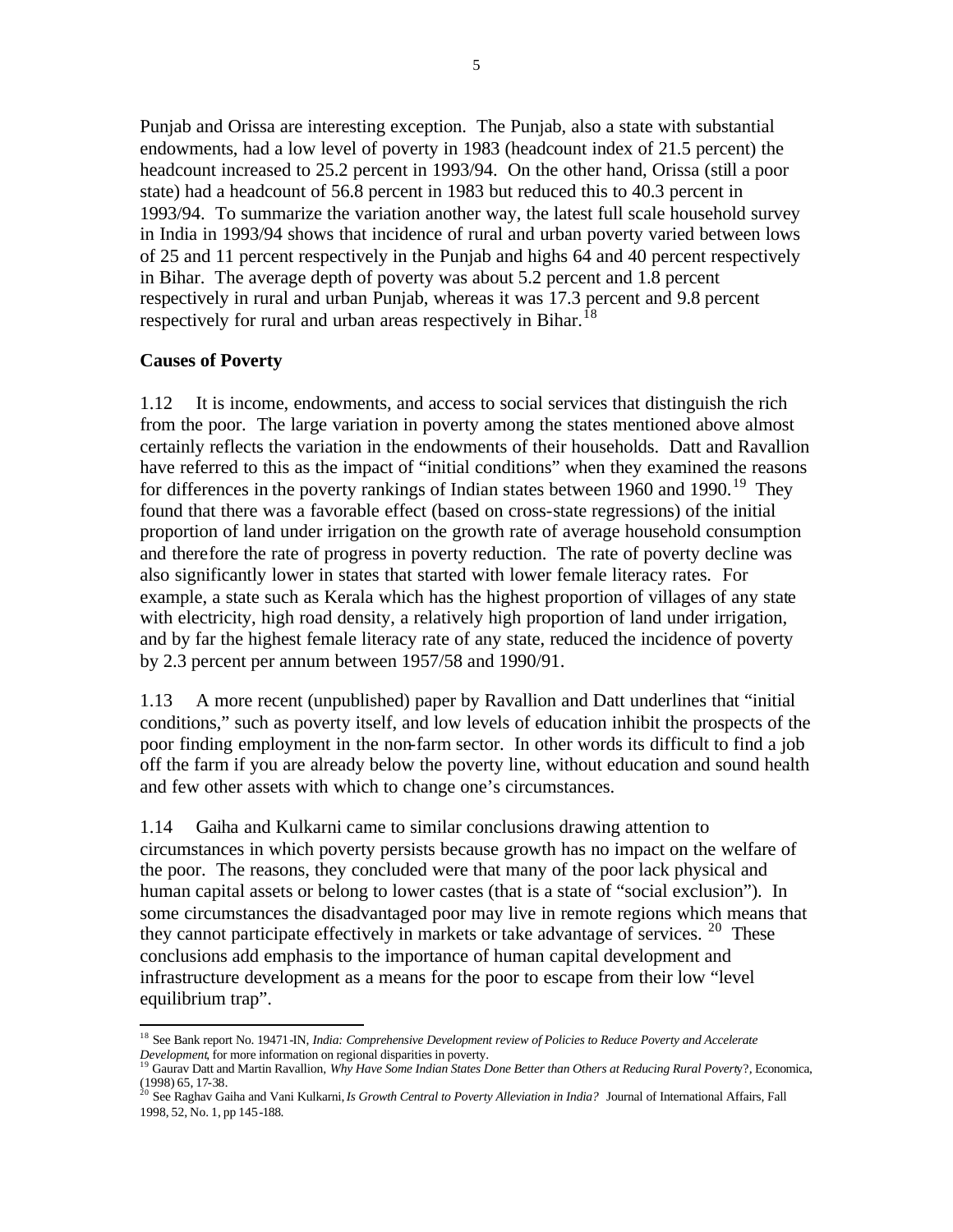Punjab and Orissa are interesting exception. The Punjab, also a state with substantial endowments, had a low level of poverty in 1983 (headcount index of 21.5 percent) the headcount increased to 25.2 percent in 1993/94. On the other hand, Orissa (still a poor state) had a headcount of 56.8 percent in 1983 but reduced this to 40.3 percent in 1993/94. To summarize the variation another way, the latest full scale household survey in India in 1993/94 shows that incidence of rural and urban poverty varied between lows of 25 and 11 percent respectively in the Punjab and highs 64 and 40 percent respectively in Bihar. The average depth of poverty was about 5.2 percent and 1.8 percent respectively in rural and urban Punjab, whereas it was 17.3 percent and 9.8 percent respectively for rural and urban areas respectively in Bihar.[18]

**Causes of Poverty**

1.12 It is income, endowments, and access to social services that distinguish the rich from the poor. The large variation in poverty among the states mentioned above almost certainly reflects the variation in the endowments of their households. Datt and Ravallion have referred to this as the impact of "initial conditions" when they examined the reasons for differences in the poverty rankings of Indian states between 1960 and 1990.[19] They found that there was a favorable effect (based on cross-state regressions) of the initial proportion of land under irrigation on the growth rate of average household consumption and therefore the rate of progress in poverty reduction. The rate of poverty decline was also significantly lower in states that started with lower female literacy rates. For example, a state such as Kerala which has the highest proportion of villages of any state with electricity, high road density, a relatively high proportion of land under irrigation, and by far the highest female literacy rate of any state, reduced the incidence of poverty by 2.3 percent per annum between 1957/58 and 1990/91.

1.13 A more recent (unpublished) paper by Ravallion and Datt underlines that "initial conditions," such as poverty itself, and low levels of education inhibit the prospects of the poor finding employment in the non-farm sector. In other words its difficult to find a job off the farm if you are already below the poverty line, without education and sound health and few other assets with which to change one's circumstances.

1.14 Gaiha and Kulkarni came to similar conclusions drawing attention to circumstances in which poverty persists because growth has no impact on the welfare of the poor. The reasons, they concluded were that many of the poor lack physical and human capital assets or belong to lower castes (that is a state of "social exclusion"). In some circumstances the disadvantaged poor may live in remote regions which means that they cannot participate effectively in markets or take advantage of services.[20] These conclusions add emphasis to the importance of human capital development and infrastructure development as a means for the poor to escape from their low "level equilibrium trap".

---

[18] See Bank report No. 19471-IN, *India: Comprehensive Development review of Policies to Reduce Poverty and Accelerate Development*, for more information on regional disparities in poverty.

[19] Gaurav Datt and Martin Ravallion, *Why Have Some Indian States Done Better than Others at Reducing Rural Poverty?*, Economica, (1998) 65, 17-38.

[20] See Raghav Gaiha and Vani Kulkarni, *Is Growth Central to Poverty Alleviation in India?* Journal of International Affairs, Fall 1998, 52, No. 1, pp 145-188.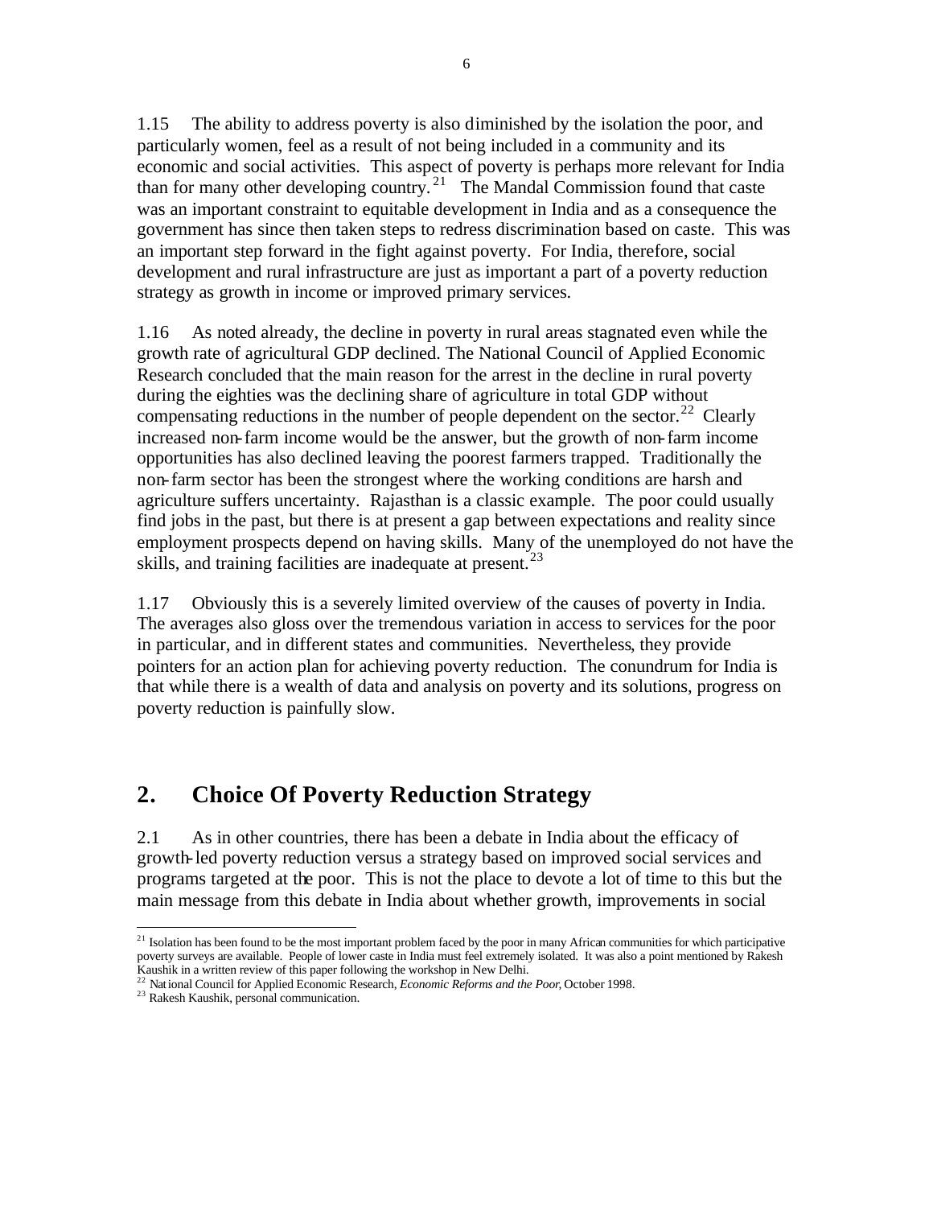1.15 The ability to address poverty is also diminished by the isolation the poor, and particularly women, feel as a result of not being included in a community and its economic and social activities. This aspect of poverty is perhaps more relevant for India than for many other developing country.[21] The Mandal Commission found that caste was an important constraint to equitable development in India and as a consequence the government has since then taken steps to redress discrimination based on caste. This was an important step forward in the fight against poverty. For India, therefore, social development and rural infrastructure are just as important a part of a poverty reduction strategy as growth in income or improved primary services.

1.16 As noted already, the decline in poverty in rural areas stagnated even while the growth rate of agricultural GDP declined. The National Council of Applied Economic Research concluded that the main reason for the arrest in the decline in rural poverty during the eighties was the declining share of agriculture in total GDP without compensating reductions in the number of people dependent on the sector.[22] Clearly increased non-farm income would be the answer, but the growth of non-farm income opportunities has also declined leaving the poorest farmers trapped. Traditionally the non-farm sector has been the strongest where the working conditions are harsh and agriculture suffers uncertainty. Rajasthan is a classic example. The poor could usually find jobs in the past, but there is at present a gap between expectations and reality since employment prospects depend on having skills. Many of the unemployed do not have the skills, and training facilities are inadequate at present.[23]

1.17 Obviously this is a severely limited overview of the causes of poverty in India. The averages also gloss over the tremendous variation in access to services for the poor in particular, and in different states and communities. Nevertheless, they provide pointers for an action plan for achieving poverty reduction. The conundrum for India is that while there is a wealth of data and analysis on poverty and its solutions, progress on poverty reduction is painfully slow.

# 2. Choice Of Poverty Reduction Strategy

2.1 As in other countries, there has been a debate in India about the efficacy of growth-led poverty reduction versus a strategy based on improved social services and programs targeted at the poor. This is not the place to devote a lot of time to this but the main message from this debate in India about whether growth, improvements in social

---

[21] Isolation has been found to be the most important problem faced by the poor in many African communities for which participative poverty surveys are available. People of lower caste in India must feel extremely isolated. It was also a point mentioned by Rakesh Kaushik in a written review of this paper following the workshop in New Delhi.

[22] National Council for Applied Economic Research, *Economic Reforms and the Poor*, October 1998.

[23] Rakesh Kaushik, personal communication.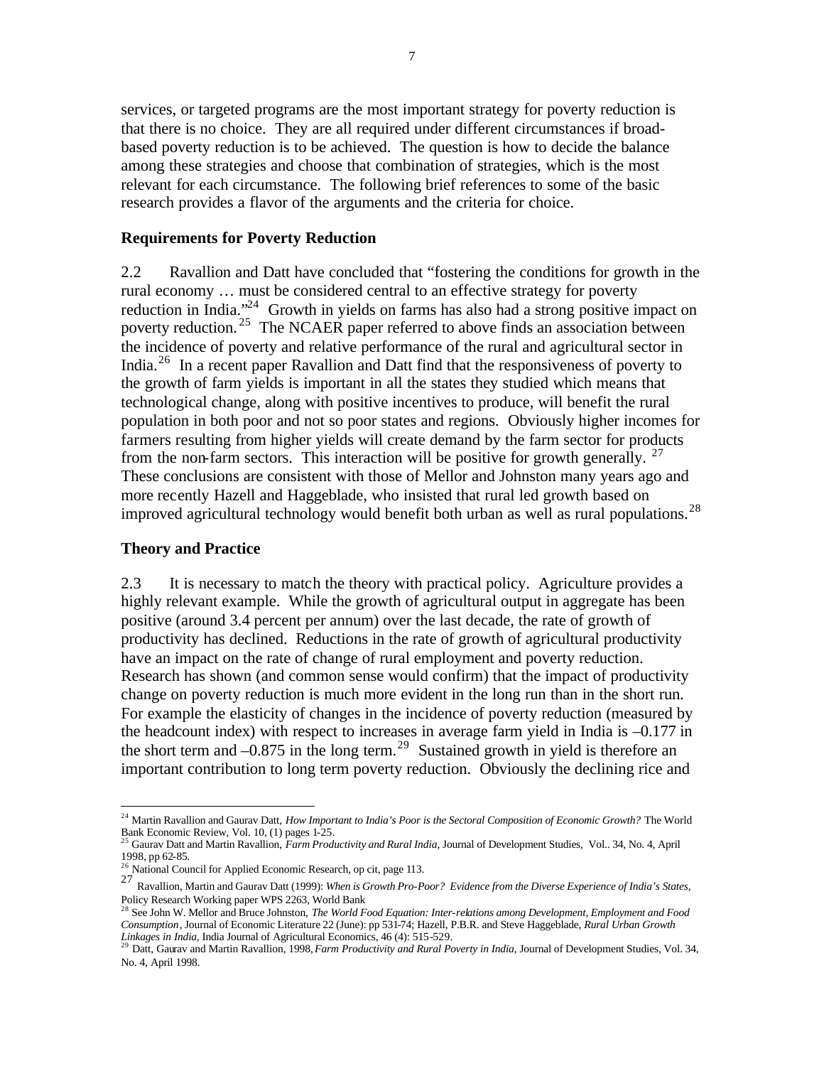services, or targeted programs are the most important strategy for poverty reduction is that there is no choice. They are all required under different circumstances if broad-based poverty reduction is to be achieved. The question is how to decide the balance among these strategies and choose that combination of strategies, which is the most relevant for each circumstance. The following brief references to some of the basic research provides a flavor of the arguments and the criteria for choice.

**Requirements for Poverty Reduction**

2.2 Ravallion and Datt have concluded that "fostering the conditions for growth in the rural economy … must be considered central to an effective strategy for poverty reduction in India."[24] Growth in yields on farms has also had a strong positive impact on poverty reduction.[25] The NCAER paper referred to above finds an association between the incidence of poverty and relative performance of the rural and agricultural sector in India.[26] In a recent paper Ravallion and Datt find that the responsiveness of poverty to the growth of farm yields is important in all the states they studied which means that technological change, along with positive incentives to produce, will benefit the rural population in both poor and not so poor states and regions. Obviously higher incomes for farmers resulting from higher yields will create demand by the farm sector for products from the non-farm sectors. This interaction will be positive for growth generally. [27] These conclusions are consistent with those of Mellor and Johnston many years ago and more recently Hazell and Haggeblade, who insisted that rural led growth based on improved agricultural technology would benefit both urban as well as rural populations.[28]

**Theory and Practice**

2.3 It is necessary to match the theory with practical policy. Agriculture provides a highly relevant example. While the growth of agricultural output in aggregate has been positive (around 3.4 percent per annum) over the last decade, the rate of growth of productivity has declined. Reductions in the rate of growth of agricultural productivity have an impact on the rate of change of rural employment and poverty reduction. Research has shown (and common sense would confirm) that the impact of productivity change on poverty reduction is much more evident in the long run than in the short run. For example the elasticity of changes in the incidence of poverty reduction (measured by the headcount index) with respect to increases in average farm yield in India is –0.177 in the short term and –0.875 in the long term.[29] Sustained growth in yield is therefore an important contribution to long term poverty reduction. Obviously the declining rice and

---

[24] Martin Ravallion and Gaurav Datt, *How Important to India's Poor is the Sectoral Composition of Economic Growth?* The World Bank Economic Review, Vol. 10, (1) pages 1-25.

[25] Gaurav Datt and Martin Ravallion, *Farm Productivity and Rural India,* Journal of Development Studies, Vol.. 34, No. 4, April 1998, pp 62-85.

[26] National Council for Applied Economic Research, op cit, page 113.

[27] Ravallion, Martin and Gaurav Datt (1999): *When is Growth Pro-Poor? Evidence from the Diverse Experience of India's States*, Policy Research Working paper WPS 2263, World Bank

[28] See John W. Mellor and Bruce Johnston, *The World Food Equation: Inter-relations among Development, Employment and Food Consumption*, Journal of Economic Literature 22 (June): pp 531-74; Hazell, P.B.R. and Steve Haggeblade, *Rural Urban Growth Linkages in India*, India Journal of Agricultural Economics, 46 (4): 515-529.

[29] Datt, Gaurav and Martin Ravallion, 1998, *Farm Productivity and Rural Poverty in India,* Journal of Development Studies, Vol. 34, No. 4, April 1998.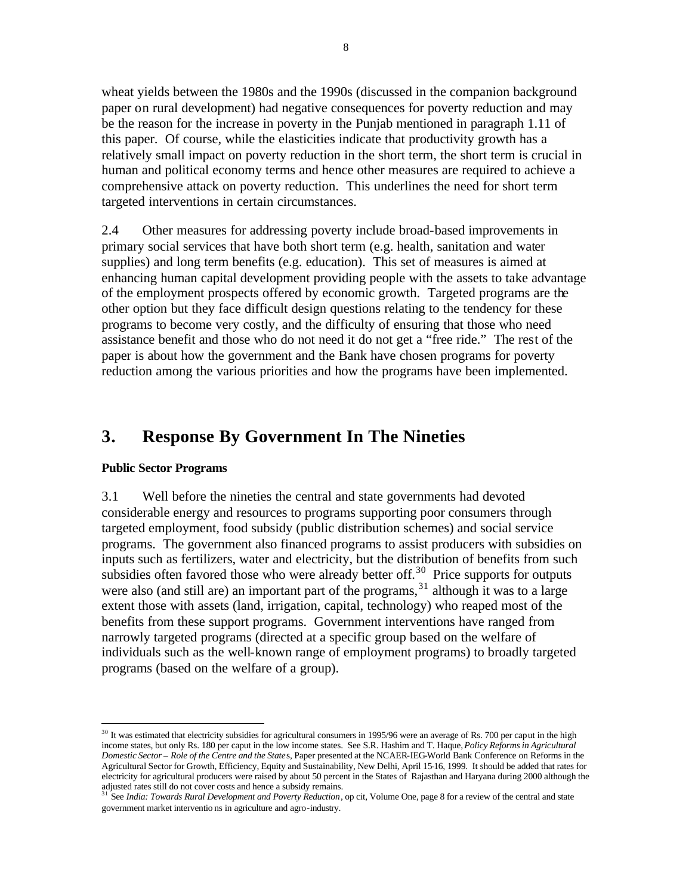wheat yields between the 1980s and the 1990s (discussed in the companion background paper on rural development) had negative consequences for poverty reduction and may be the reason for the increase in poverty in the Punjab mentioned in paragraph 1.11 of this paper. Of course, while the elasticities indicate that productivity growth has a relatively small impact on poverty reduction in the short term, the short term is crucial in human and political economy terms and hence other measures are required to achieve a comprehensive attack on poverty reduction. This underlines the need for short term targeted interventions in certain circumstances.

2.4 Other measures for addressing poverty include broad-based improvements in primary social services that have both short term (e.g. health, sanitation and water supplies) and long term benefits (e.g. education). This set of measures is aimed at enhancing human capital development providing people with the assets to take advantage of the employment prospects offered by economic growth. Targeted programs are the other option but they face difficult design questions relating to the tendency for these programs to become very costly, and the difficulty of ensuring that those who need assistance benefit and those who do not need it do not get a "free ride." The rest of the paper is about how the government and the Bank have chosen programs for poverty reduction among the various priorities and how the programs have been implemented.

## 3. Response By Government In The Nineties

**Public Sector Programs**

3.1 Well before the nineties the central and state governments had devoted considerable energy and resources to programs supporting poor consumers through targeted employment, food subsidy (public distribution schemes) and social service programs. The government also financed programs to assist producers with subsidies on inputs such as fertilizers, water and electricity, but the distribution of benefits from such subsidies often favored those who were already better off.[30] Price supports for outputs were also (and still are) an important part of the programs,[31] although it was to a large extent those with assets (land, irrigation, capital, technology) who reaped most of the benefits from these support programs. Government interventions have ranged from narrowly targeted programs (directed at a specific group based on the welfare of individuals such as the well-known range of employment programs) to broadly targeted programs (based on the welfare of a group).

---

[30] It was estimated that electricity subsidies for agricultural consumers in 1995/96 were an average of Rs. 700 per caput in the high income states, but only Rs. 180 per caput in the low income states. See S.R. Hashim and T. Haque, *Policy Reforms in Agricultural Domestic Sector – Role of the Centre and the States*, Paper presented at the NCAER-IEG-World Bank Conference on Reforms in the Agricultural Sector for Growth, Efficiency, Equity and Sustainability, New Delhi, April 15-16, 1999. It should be added that rates for electricity for agricultural producers were raised by about 50 percent in the States of Rajasthan and Haryana during 2000 although the adjusted rates still do not cover costs and hence a subsidy remains.

[31] See *India: Towards Rural Development and Poverty Reduction*, op cit, Volume One, page 8 for a review of the central and state government market interventions in agriculture and agro-industry.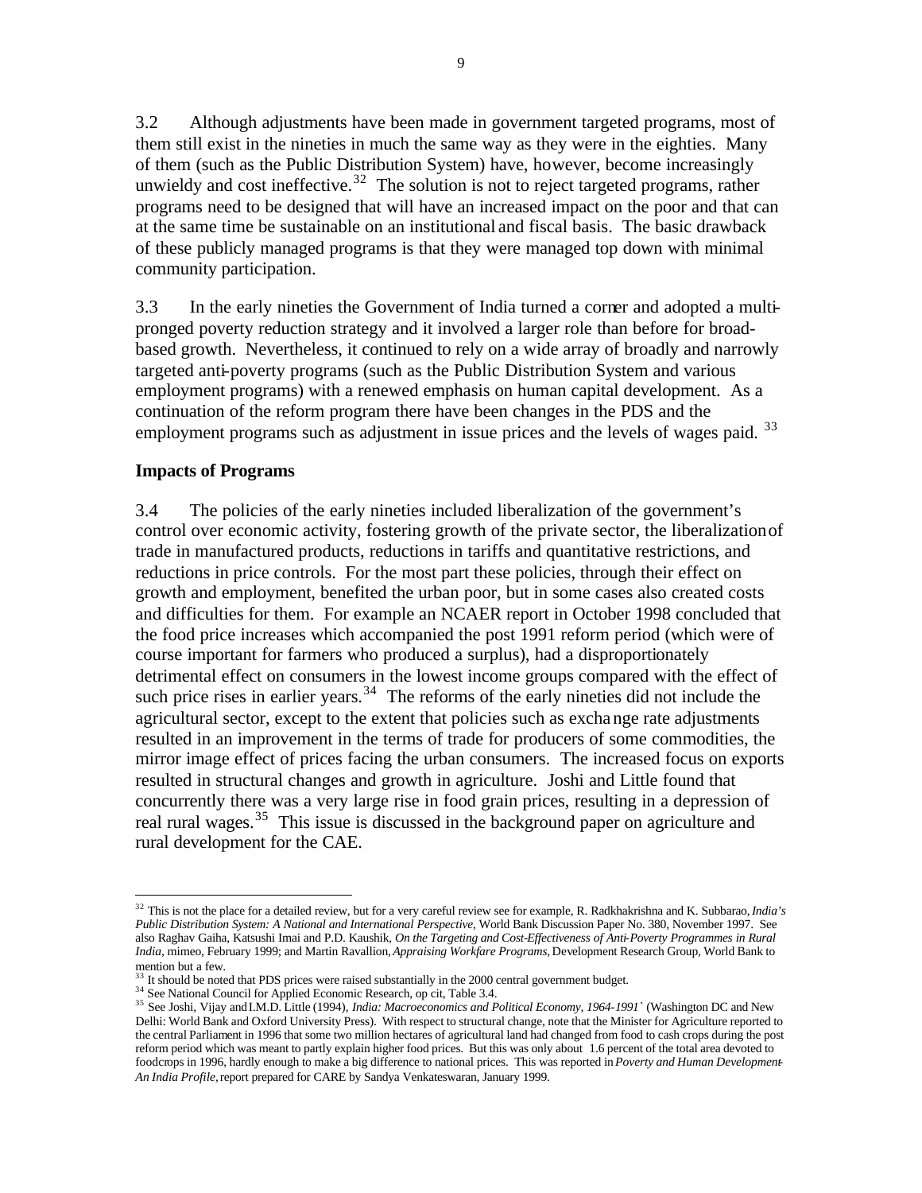3.2 Although adjustments have been made in government targeted programs, most of them still exist in the nineties in much the same way as they were in the eighties. Many of them (such as the Public Distribution System) have, however, become increasingly unwieldy and cost ineffective.[32] The solution is not to reject targeted programs, rather programs need to be designed that will have an increased impact on the poor and that can at the same time be sustainable on an institutional and fiscal basis. The basic drawback of these publicly managed programs is that they were managed top down with minimal community participation.

3.3 In the early nineties the Government of India turned a corner and adopted a multi-pronged poverty reduction strategy and it involved a larger role than before for broad-based growth. Nevertheless, it continued to rely on a wide array of broadly and narrowly targeted anti-poverty programs (such as the Public Distribution System and various employment programs) with a renewed emphasis on human capital development. As a continuation of the reform program there have been changes in the PDS and the employment programs such as adjustment in issue prices and the levels of wages paid.[33]

**Impacts of Programs**

3.4 The policies of the early nineties included liberalization of the government's control over economic activity, fostering growth of the private sector, the liberalization of trade in manufactured products, reductions in tariffs and quantitative restrictions, and reductions in price controls. For the most part these policies, through their effect on growth and employment, benefited the urban poor, but in some cases also created costs and difficulties for them. For example an NCAER report in October 1998 concluded that the food price increases which accompanied the post 1991 reform period (which were of course important for farmers who produced a surplus), had a disproportionately detrimental effect on consumers in the lowest income groups compared with the effect of such price rises in earlier years.[34] The reforms of the early nineties did not include the agricultural sector, except to the extent that policies such as exchange rate adjustments resulted in an improvement in the terms of trade for producers of some commodities, the mirror image effect of prices facing the urban consumers. The increased focus on exports resulted in structural changes and growth in agriculture. Joshi and Little found that concurrently there was a very large rise in food grain prices, resulting in a depression of real rural wages.[35] This issue is discussed in the background paper on agriculture and rural development for the CAE.

---

[32] This is not the place for a detailed review, but for a very careful review see for example, R. Radkhakrishna and K. Subbarao, *India's Public Distribution System: A National and International Perspective*, World Bank Discussion Paper No. 380, November 1997. See also Raghav Gaiha, Katsushi Imai and P.D. Kaushik, *On the Targeting and Cost-Effectiveness of Anti-Poverty Programmes in Rural India*, mimeo, February 1999; and Martin Ravallion, *Appraising Workfare Programs*, Development Research Group, World Bank to mention but a few.

[33] It should be noted that PDS prices were raised substantially in the 2000 central government budget.

[34] See National Council for Applied Economic Research, op cit, Table 3.4.

[35] See Joshi, Vijay and I.M.D. Little (1994), *India: Macroeconomics and Political Economy, 1964-1991`* (Washington DC and New Delhi: World Bank and Oxford University Press). With respect to structural change, note that the Minister for Agriculture reported to the central Parliament in 1996 that some two million hectares of agricultural land had changed from food to cash crops during the post reform period which was meant to partly explain higher food prices. But this was only about 1.6 percent of the total area devoted to foodcrops in 1996, hardly enough to make a big difference to national prices. This was reported in *Poverty and Human Development-An India Profile*, report prepared for CARE by Sandya Venkateswaran, January 1999.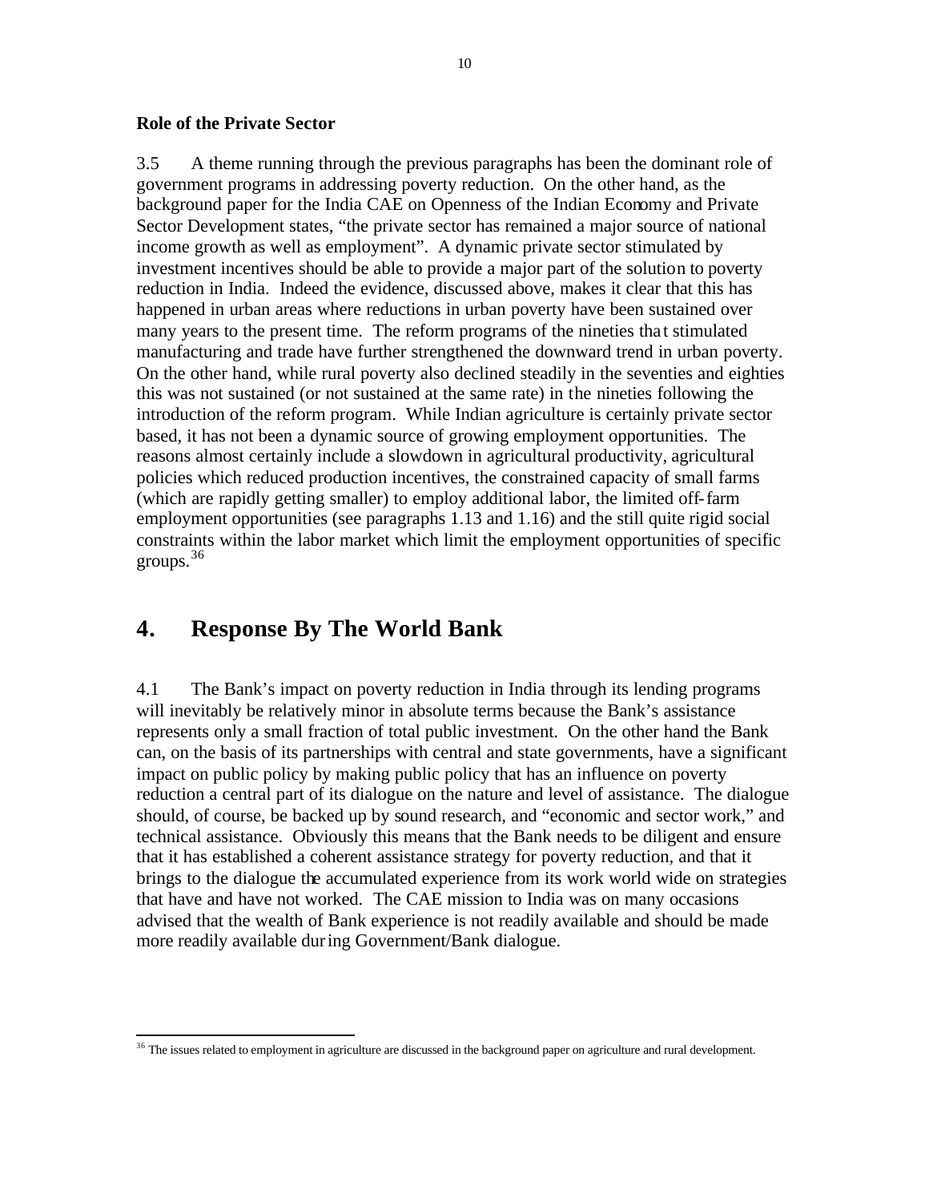**Role of the Private Sector**

3.5 A theme running through the previous paragraphs has been the dominant role of government programs in addressing poverty reduction. On the other hand, as the background paper for the India CAE on Openness of the Indian Economy and Private Sector Development states, "the private sector has remained a major source of national income growth as well as employment". A dynamic private sector stimulated by investment incentives should be able to provide a major part of the solution to poverty reduction in India. Indeed the evidence, discussed above, makes it clear that this has happened in urban areas where reductions in urban poverty have been sustained over many years to the present time. The reform programs of the nineties that stimulated manufacturing and trade have further strengthened the downward trend in urban poverty. On the other hand, while rural poverty also declined steadily in the seventies and eighties this was not sustained (or not sustained at the same rate) in the nineties following the introduction of the reform program. While Indian agriculture is certainly private sector based, it has not been a dynamic source of growing employment opportunities. The reasons almost certainly include a slowdown in agricultural productivity, agricultural policies which reduced production incentives, the constrained capacity of small farms (which are rapidly getting smaller) to employ additional labor, the limited off-farm employment opportunities (see paragraphs 1.13 and 1.16) and the still quite rigid social constraints within the labor market which limit the employment opportunities of specific groups.[36]

# 4. Response By The World Bank

4.1 The Bank's impact on poverty reduction in India through its lending programs will inevitably be relatively minor in absolute terms because the Bank's assistance represents only a small fraction of total public investment. On the other hand the Bank can, on the basis of its partnerships with central and state governments, have a significant impact on public policy by making public policy that has an influence on poverty reduction a central part of its dialogue on the nature and level of assistance. The dialogue should, of course, be backed up by sound research, and "economic and sector work," and technical assistance. Obviously this means that the Bank needs to be diligent and ensure that it has established a coherent assistance strategy for poverty reduction, and that it brings to the dialogue the accumulated experience from its work world wide on strategies that have and have not worked. The CAE mission to India was on many occasions advised that the wealth of Bank experience is not readily available and should be made more readily available during Government/Bank dialogue.

[36] The issues related to employment in agriculture are discussed in the background paper on agriculture and rural development.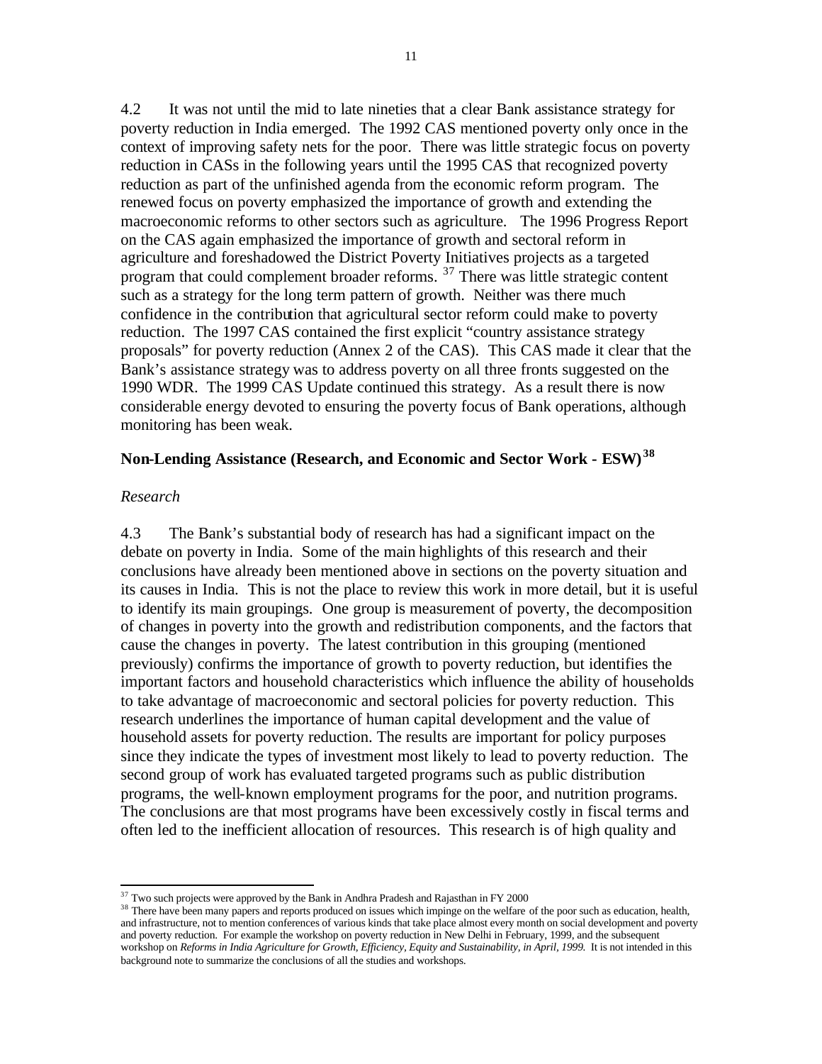4.2 It was not until the mid to late nineties that a clear Bank assistance strategy for poverty reduction in India emerged. The 1992 CAS mentioned poverty only once in the context of improving safety nets for the poor. There was little strategic focus on poverty reduction in CASs in the following years until the 1995 CAS that recognized poverty reduction as part of the unfinished agenda from the economic reform program. The renewed focus on poverty emphasized the importance of growth and extending the macroeconomic reforms to other sectors such as agriculture. The 1996 Progress Report on the CAS again emphasized the importance of growth and sectoral reform in agriculture and foreshadowed the District Poverty Initiatives projects as a targeted program that could complement broader reforms. [37] There was little strategic content such as a strategy for the long term pattern of growth. Neither was there much confidence in the contribution that agricultural sector reform could make to poverty reduction. The 1997 CAS contained the first explicit "country assistance strategy proposals" for poverty reduction (Annex 2 of the CAS). This CAS made it clear that the Bank's assistance strategy was to address poverty on all three fronts suggested on the 1990 WDR. The 1999 CAS Update continued this strategy. As a result there is now considerable energy devoted to ensuring the poverty focus of Bank operations, although monitoring has been weak.

## Non-Lending Assistance (Research, and Economic and Sector Work - ESW)[38]

*Research*

4.3 The Bank's substantial body of research has had a significant impact on the debate on poverty in India. Some of the main highlights of this research and their conclusions have already been mentioned above in sections on the poverty situation and its causes in India. This is not the place to review this work in more detail, but it is useful to identify its main groupings. One group is measurement of poverty, the decomposition of changes in poverty into the growth and redistribution components, and the factors that cause the changes in poverty. The latest contribution in this grouping (mentioned previously) confirms the importance of growth to poverty reduction, but identifies the important factors and household characteristics which influence the ability of households to take advantage of macroeconomic and sectoral policies for poverty reduction. This research underlines the importance of human capital development and the value of household assets for poverty reduction. The results are important for policy purposes since they indicate the types of investment most likely to lead to poverty reduction. The second group of work has evaluated targeted programs such as public distribution programs, the well-known employment programs for the poor, and nutrition programs. The conclusions are that most programs have been excessively costly in fiscal terms and often led to the inefficient allocation of resources. This research is of high quality and

---

[37] Two such projects were approved by the Bank in Andhra Pradesh and Rajasthan in FY 2000

[38] There have been many papers and reports produced on issues which impinge on the welfare of the poor such as education, health, and infrastructure, not to mention conferences of various kinds that take place almost every month on social development and poverty and poverty reduction. For example the workshop on poverty reduction in New Delhi in February, 1999, and the subsequent workshop on *Reforms in India Agriculture for Growth, Efficiency, Equity and Sustainability, in April, 1999.* It is not intended in this background note to summarize the conclusions of all the studies and workshops.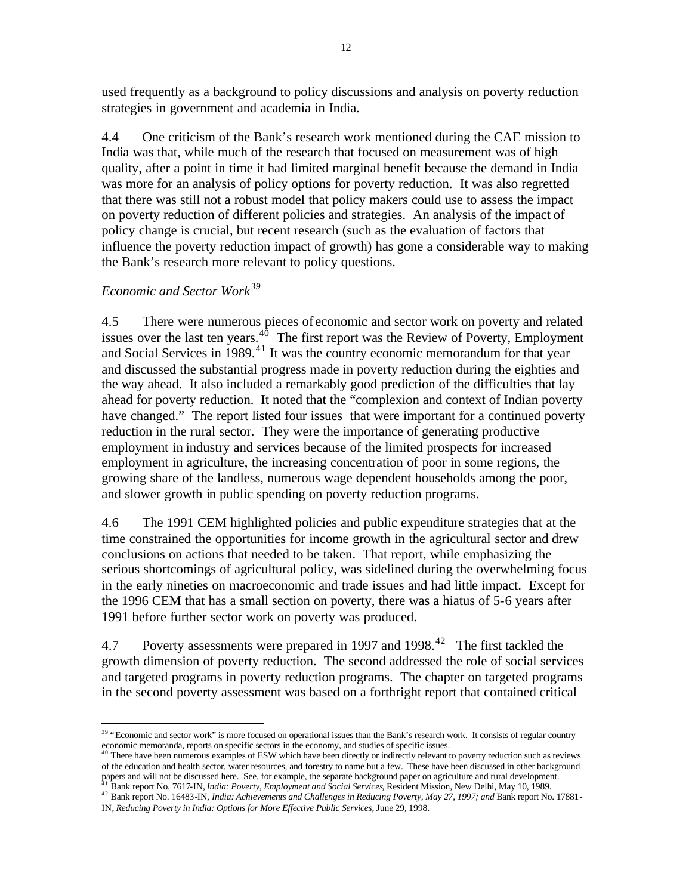used frequently as a background to policy discussions and analysis on poverty reduction strategies in government and academia in India.

4.4 One criticism of the Bank's research work mentioned during the CAE mission to India was that, while much of the research that focused on measurement was of high quality, after a point in time it had limited marginal benefit because the demand in India was more for an analysis of policy options for poverty reduction. It was also regretted that there was still not a robust model that policy makers could use to assess the impact on poverty reduction of different policies and strategies. An analysis of the impact of policy change is crucial, but recent research (such as the evaluation of factors that influence the poverty reduction impact of growth) has gone a considerable way to making the Bank's research more relevant to policy questions.

*Economic and Sector Work*[39]

4.5 There were numerous pieces of economic and sector work on poverty and related issues over the last ten years.[40] The first report was the Review of Poverty, Employment and Social Services in 1989.[41] It was the country economic memorandum for that year and discussed the substantial progress made in poverty reduction during the eighties and the way ahead. It also included a remarkably good prediction of the difficulties that lay ahead for poverty reduction. It noted that the "complexion and context of Indian poverty have changed." The report listed four issues that were important for a continued poverty reduction in the rural sector. They were the importance of generating productive employment in industry and services because of the limited prospects for increased employment in agriculture, the increasing concentration of poor in some regions, the growing share of the landless, numerous wage dependent households among the poor, and slower growth in public spending on poverty reduction programs.

4.6 The 1991 CEM highlighted policies and public expenditure strategies that at the time constrained the opportunities for income growth in the agricultural sector and drew conclusions on actions that needed to be taken. That report, while emphasizing the serious shortcomings of agricultural policy, was sidelined during the overwhelming focus in the early nineties on macroeconomic and trade issues and had little impact. Except for the 1996 CEM that has a small section on poverty, there was a hiatus of 5-6 years after 1991 before further sector work on poverty was produced.

4.7 Poverty assessments were prepared in 1997 and 1998.[42] The first tackled the growth dimension of poverty reduction. The second addressed the role of social services and targeted programs in poverty reduction programs. The chapter on targeted programs in the second poverty assessment was based on a forthright report that contained critical

---

[39] "Economic and sector work" is more focused on operational issues than the Bank's research work. It consists of regular country economic memoranda, reports on specific sectors in the economy, and studies of specific issues.

[40] There have been numerous examples of ESW which have been directly or indirectly relevant to poverty reduction such as reviews of the education and health sector, water resources, and forestry to name but a few. These have been discussed in other background papers and will not be discussed here. See, for example, the separate background paper on agriculture and rural development.

[41] Bank report No. 7617-IN, *India: Poverty, Employment and Social Services*, Resident Mission, New Delhi, May 10, 1989.

[42] Bank report No. 16483-IN, *India: Achievements and Challenges in Reducing Poverty, May 27, 1997; and* Bank report No. 17881-IN, *Reducing Poverty in India: Options for More Effective Public Services*, June 29, 1998.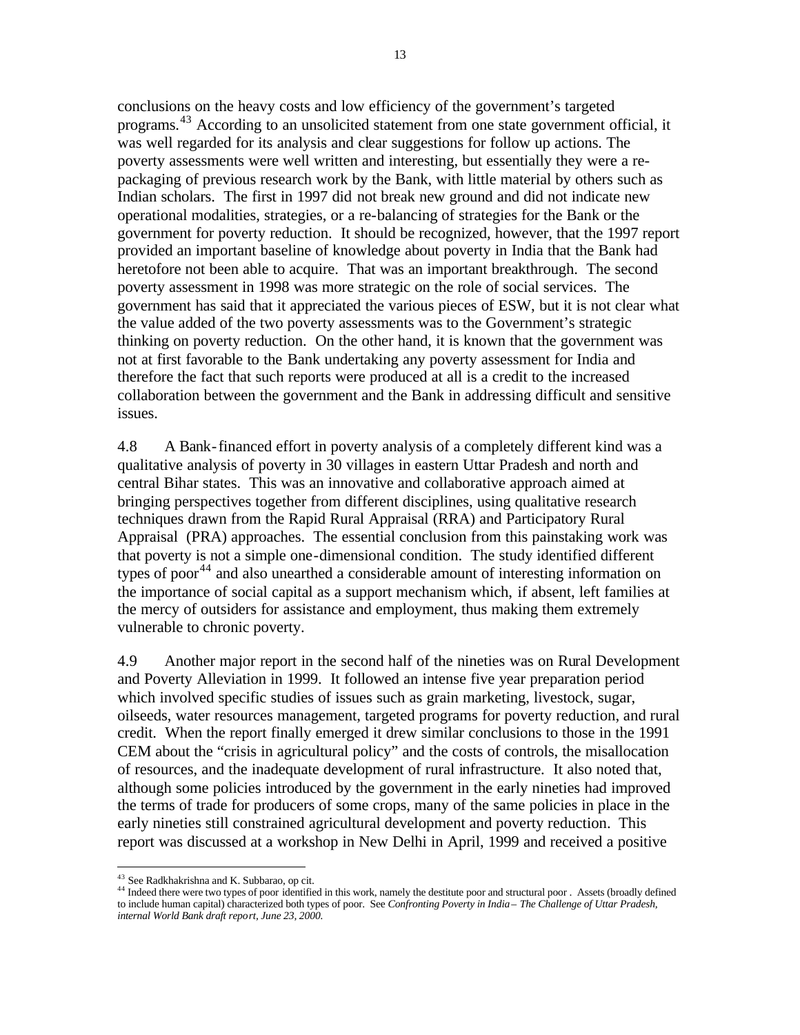conclusions on the heavy costs and low efficiency of the government's targeted programs.[43] According to an unsolicited statement from one state government official, it was well regarded for its analysis and clear suggestions for follow up actions. The poverty assessments were well written and interesting, but essentially they were a re-packaging of previous research work by the Bank, with little material by others such as Indian scholars. The first in 1997 did not break new ground and did not indicate new operational modalities, strategies, or a re-balancing of strategies for the Bank or the government for poverty reduction. It should be recognized, however, that the 1997 report provided an important baseline of knowledge about poverty in India that the Bank had heretofore not been able to acquire. That was an important breakthrough. The second poverty assessment in 1998 was more strategic on the role of social services. The government has said that it appreciated the various pieces of ESW, but it is not clear what the value added of the two poverty assessments was to the Government's strategic thinking on poverty reduction. On the other hand, it is known that the government was not at first favorable to the Bank undertaking any poverty assessment for India and therefore the fact that such reports were produced at all is a credit to the increased collaboration between the government and the Bank in addressing difficult and sensitive issues.

4.8 A Bank-financed effort in poverty analysis of a completely different kind was a qualitative analysis of poverty in 30 villages in eastern Uttar Pradesh and north and central Bihar states. This was an innovative and collaborative approach aimed at bringing perspectives together from different disciplines, using qualitative research techniques drawn from the Rapid Rural Appraisal (RRA) and Participatory Rural Appraisal (PRA) approaches. The essential conclusion from this painstaking work was that poverty is not a simple one-dimensional condition. The study identified different types of poor[44] and also unearthed a considerable amount of interesting information on the importance of social capital as a support mechanism which, if absent, left families at the mercy of outsiders for assistance and employment, thus making them extremely vulnerable to chronic poverty.

4.9 Another major report in the second half of the nineties was on Rural Development and Poverty Alleviation in 1999. It followed an intense five year preparation period which involved specific studies of issues such as grain marketing, livestock, sugar, oilseeds, water resources management, targeted programs for poverty reduction, and rural credit. When the report finally emerged it drew similar conclusions to those in the 1991 CEM about the "crisis in agricultural policy" and the costs of controls, the misallocation of resources, and the inadequate development of rural infrastructure. It also noted that, although some policies introduced by the government in the early nineties had improved the terms of trade for producers of some crops, many of the same policies in place in the early nineties still constrained agricultural development and poverty reduction. This report was discussed at a workshop in New Delhi in April, 1999 and received a positive

---

[43] See Radkhakrishna and K. Subbarao, op cit.

[44] Indeed there were two types of poor identified in this work, namely the destitute poor and structural poor . Assets (broadly defined to include human capital) characterized both types of poor. See *Confronting Poverty in India – The Challenge of Uttar Pradesh, internal World Bank draft report, June 23, 2000.*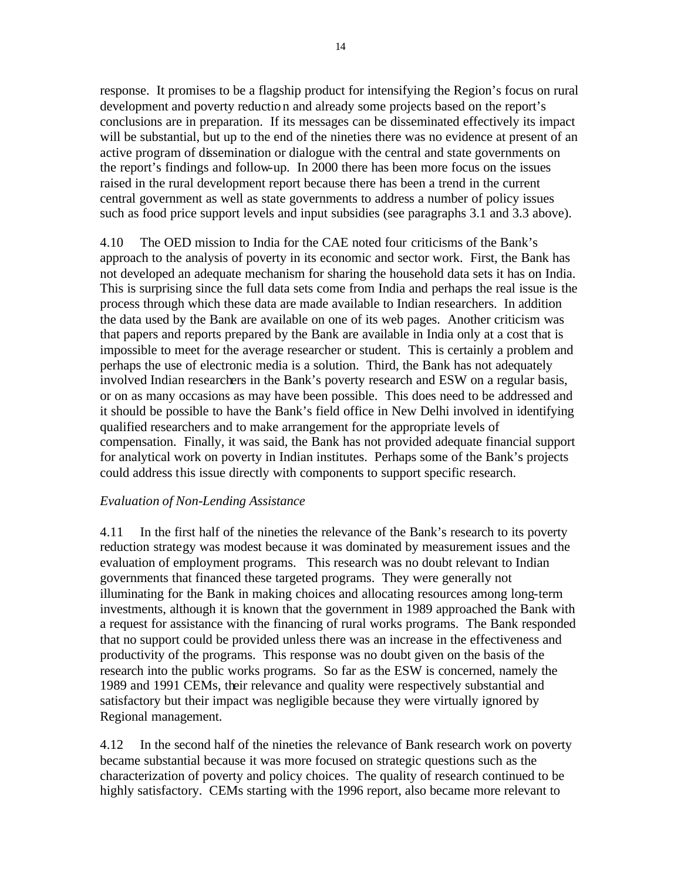response. It promises to be a flagship product for intensifying the Region's focus on rural development and poverty reduction and already some projects based on the report's conclusions are in preparation. If its messages can be disseminated effectively its impact will be substantial, but up to the end of the nineties there was no evidence at present of an active program of dissemination or dialogue with the central and state governments on the report's findings and follow-up. In 2000 there has been more focus on the issues raised in the rural development report because there has been a trend in the current central government as well as state governments to address a number of policy issues such as food price support levels and input subsidies (see paragraphs 3.1 and 3.3 above).

4.10 The OED mission to India for the CAE noted four criticisms of the Bank's approach to the analysis of poverty in its economic and sector work. First, the Bank has not developed an adequate mechanism for sharing the household data sets it has on India. This is surprising since the full data sets come from India and perhaps the real issue is the process through which these data are made available to Indian researchers. In addition the data used by the Bank are available on one of its web pages. Another criticism was that papers and reports prepared by the Bank are available in India only at a cost that is impossible to meet for the average researcher or student. This is certainly a problem and perhaps the use of electronic media is a solution. Third, the Bank has not adequately involved Indian researchers in the Bank's poverty research and ESW on a regular basis, or on as many occasions as may have been possible. This does need to be addressed and it should be possible to have the Bank's field office in New Delhi involved in identifying qualified researchers and to make arrangement for the appropriate levels of compensation. Finally, it was said, the Bank has not provided adequate financial support for analytical work on poverty in Indian institutes. Perhaps some of the Bank's projects could address this issue directly with components to support specific research.

*Evaluation of Non-Lending Assistance*

4.11 In the first half of the nineties the relevance of the Bank's research to its poverty reduction strategy was modest because it was dominated by measurement issues and the evaluation of employment programs. This research was no doubt relevant to Indian governments that financed these targeted programs. They were generally not illuminating for the Bank in making choices and allocating resources among long-term investments, although it is known that the government in 1989 approached the Bank with a request for assistance with the financing of rural works programs. The Bank responded that no support could be provided unless there was an increase in the effectiveness and productivity of the programs. This response was no doubt given on the basis of the research into the public works programs. So far as the ESW is concerned, namely the 1989 and 1991 CEMs, their relevance and quality were respectively substantial and satisfactory but their impact was negligible because they were virtually ignored by Regional management.

4.12 In the second half of the nineties the relevance of Bank research work on poverty became substantial because it was more focused on strategic questions such as the characterization of poverty and policy choices. The quality of research continued to be highly satisfactory. CEMs starting with the 1996 report, also became more relevant to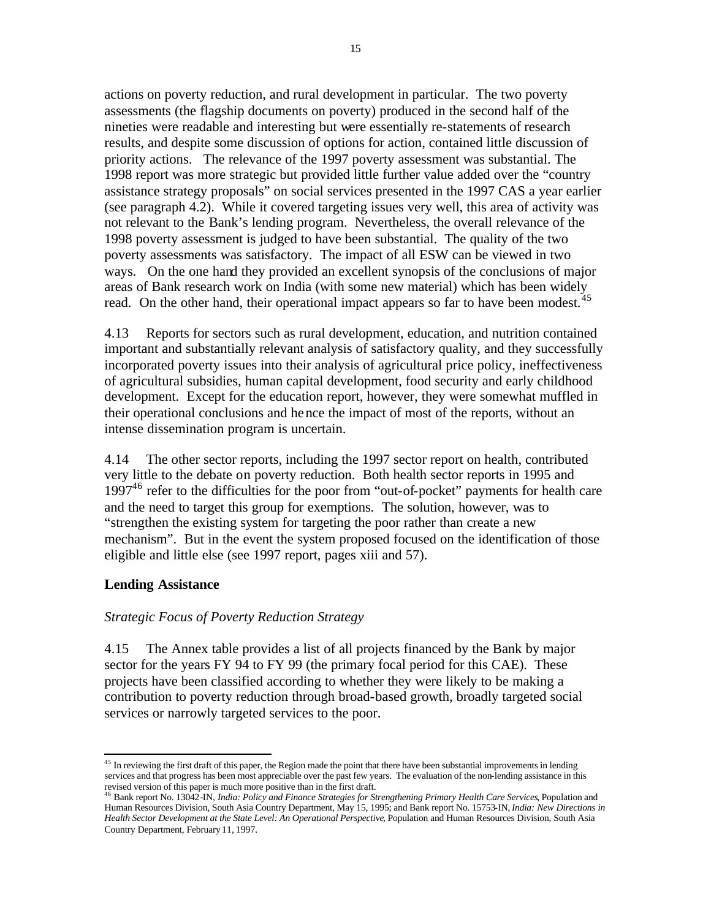actions on poverty reduction, and rural development in particular. The two poverty assessments (the flagship documents on poverty) produced in the second half of the nineties were readable and interesting but were essentially re-statements of research results, and despite some discussion of options for action, contained little discussion of priority actions. The relevance of the 1997 poverty assessment was substantial. The 1998 report was more strategic but provided little further value added over the "country assistance strategy proposals" on social services presented in the 1997 CAS a year earlier (see paragraph 4.2). While it covered targeting issues very well, this area of activity was not relevant to the Bank's lending program. Nevertheless, the overall relevance of the 1998 poverty assessment is judged to have been substantial. The quality of the two poverty assessments was satisfactory. The impact of all ESW can be viewed in two ways. On the one hand they provided an excellent synopsis of the conclusions of major areas of Bank research work on India (with some new material) which has been widely read. On the other hand, their operational impact appears so far to have been modest.[45]

4.13 Reports for sectors such as rural development, education, and nutrition contained important and substantially relevant analysis of satisfactory quality, and they successfully incorporated poverty issues into their analysis of agricultural price policy, ineffectiveness of agricultural subsidies, human capital development, food security and early childhood development. Except for the education report, however, they were somewhat muffled in their operational conclusions and hence the impact of most of the reports, without an intense dissemination program is uncertain.

4.14 The other sector reports, including the 1997 sector report on health, contributed very little to the debate on poverty reduction. Both health sector reports in 1995 and 1997[46] refer to the difficulties for the poor from "out-of-pocket" payments for health care and the need to target this group for exemptions. The solution, however, was to "strengthen the existing system for targeting the poor rather than create a new mechanism". But in the event the system proposed focused on the identification of those eligible and little else (see 1997 report, pages xiii and 57).

### Lending Assistance

*Strategic Focus of Poverty Reduction Strategy*

4.15 The Annex table provides a list of all projects financed by the Bank by major sector for the years FY 94 to FY 99 (the primary focal period for this CAE). These projects have been classified according to whether they were likely to be making a contribution to poverty reduction through broad-based growth, broadly targeted social services or narrowly targeted services to the poor.

---

[45] In reviewing the first draft of this paper, the Region made the point that there have been substantial improvements in lending services and that progress has been most appreciable over the past few years. The evaluation of the non-lending assistance in this revised version of this paper is much more positive than in the first draft.

[46] Bank report No. 13042-IN, *India: Policy and Finance Strategies for Strengthening Primary Health Care Services*, Population and Human Resources Division, South Asia Country Department, May 15, 1995; and Bank report No. 15753-IN, *India: New Directions in Health Sector Development at the State Level: An Operational Perspective*, Population and Human Resources Division, South Asia Country Department, February 11, 1997.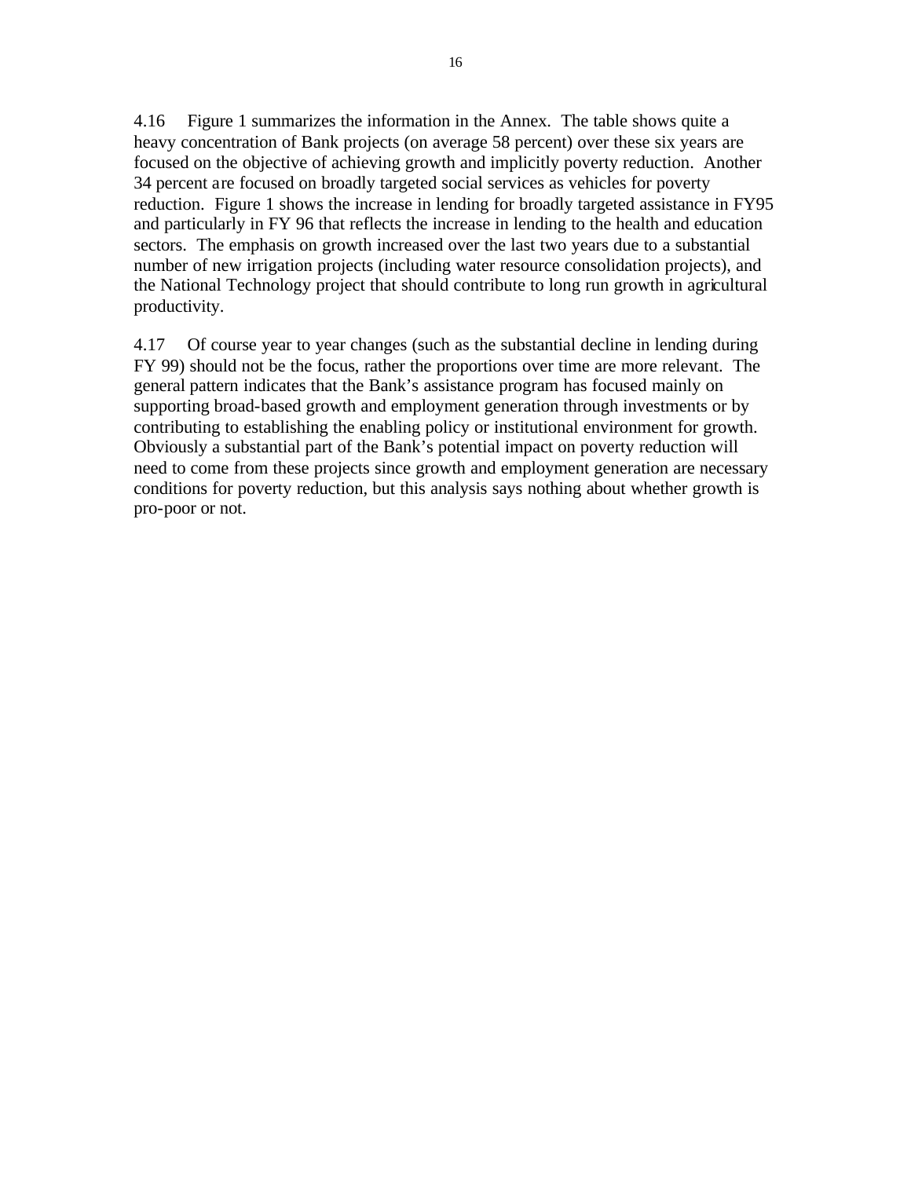4.16 Figure 1 summarizes the information in the Annex. The table shows quite a heavy concentration of Bank projects (on average 58 percent) over these six years are focused on the objective of achieving growth and implicitly poverty reduction. Another 34 percent are focused on broadly targeted social services as vehicles for poverty reduction. Figure 1 shows the increase in lending for broadly targeted assistance in FY95 and particularly in FY 96 that reflects the increase in lending to the health and education sectors. The emphasis on growth increased over the last two years due to a substantial number of new irrigation projects (including water resource consolidation projects), and the National Technology project that should contribute to long run growth in agricultural productivity.

4.17 Of course year to year changes (such as the substantial decline in lending during FY 99) should not be the focus, rather the proportions over time are more relevant. The general pattern indicates that the Bank's assistance program has focused mainly on supporting broad-based growth and employment generation through investments or by contributing to establishing the enabling policy or institutional environment for growth. Obviously a substantial part of the Bank's potential impact on poverty reduction will need to come from these projects since growth and employment generation are necessary conditions for poverty reduction, but this analysis says nothing about whether growth is pro-poor or not.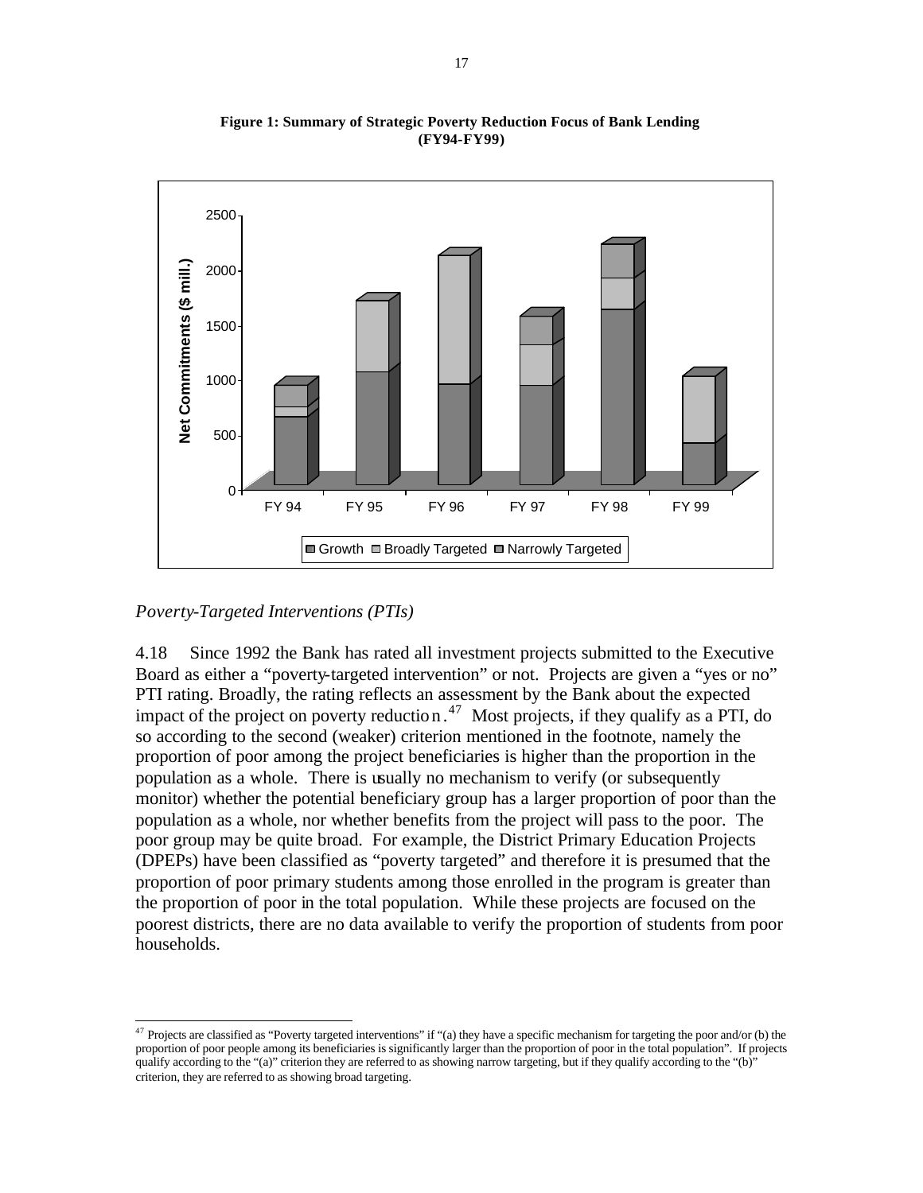**Figure 1: Summary of Strategic Poverty Reduction Focus of Bank Lending (FY94-FY99)**

*Poverty-Targeted Interventions (PTIs)*

4.18 Since 1992 the Bank has rated all investment projects submitted to the Executive Board as either a "poverty-targeted intervention" or not. Projects are given a "yes or no" PTI rating. Broadly, the rating reflects an assessment by the Bank about the expected impact of the project on poverty reduction.[47] Most projects, if they qualify as a PTI, do so according to the second (weaker) criterion mentioned in the footnote, namely the proportion of poor among the project beneficiaries is higher than the proportion in the population as a whole. There is usually no mechanism to verify (or subsequently monitor) whether the potential beneficiary group has a larger proportion of poor than the population as a whole, nor whether benefits from the project will pass to the poor. The poor group may be quite broad. For example, the District Primary Education Projects (DPEPs) have been classified as "poverty targeted" and therefore it is presumed that the proportion of poor primary students among those enrolled in the program is greater than the proportion of poor in the total population. While these projects are focused on the poorest districts, there are no data available to verify the proportion of students from poor households.

[47] Projects are classified as "Poverty targeted interventions" if "(a) they have a specific mechanism for targeting the poor and/or (b) the proportion of poor people among its beneficiaries is significantly larger than the proportion of poor in the total population". If projects qualify according to the "(a)" criterion they are referred to as showing narrow targeting, but if they qualify according to the "(b)" criterion, they are referred to as showing broad targeting.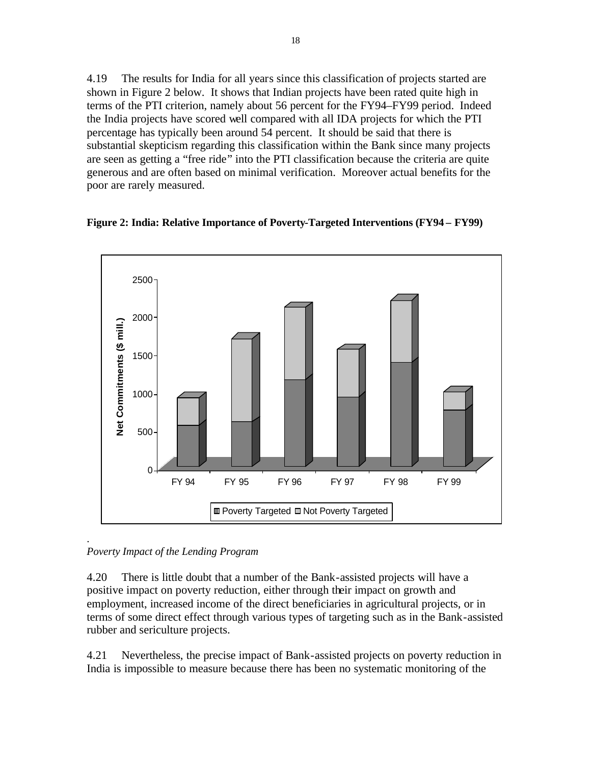4.19 The results for India for all years since this classification of projects started are shown in Figure 2 below. It shows that Indian projects have been rated quite high in terms of the PTI criterion, namely about 56 percent for the FY94–FY99 period. Indeed the India projects have scored well compared with all IDA projects for which the PTI percentage has typically been around 54 percent. It should be said that there is substantial skepticism regarding this classification within the Bank since many projects are seen as getting a "free ride" into the PTI classification because the criteria are quite generous and are often based on minimal verification. Moreover actual benefits for the poor are rarely measured.

**Figure 2: India: Relative Importance of Poverty-Targeted Interventions (FY94 – FY99)**

*Poverty Impact of the Lending Program*

4.20 There is little doubt that a number of the Bank-assisted projects will have a positive impact on poverty reduction, either through their impact on growth and employment, increased income of the direct beneficiaries in agricultural projects, or in terms of some direct effect through various types of targeting such as in the Bank-assisted rubber and sericulture projects.

4.21 Nevertheless, the precise impact of Bank-assisted projects on poverty reduction in India is impossible to measure because there has been no systematic monitoring of the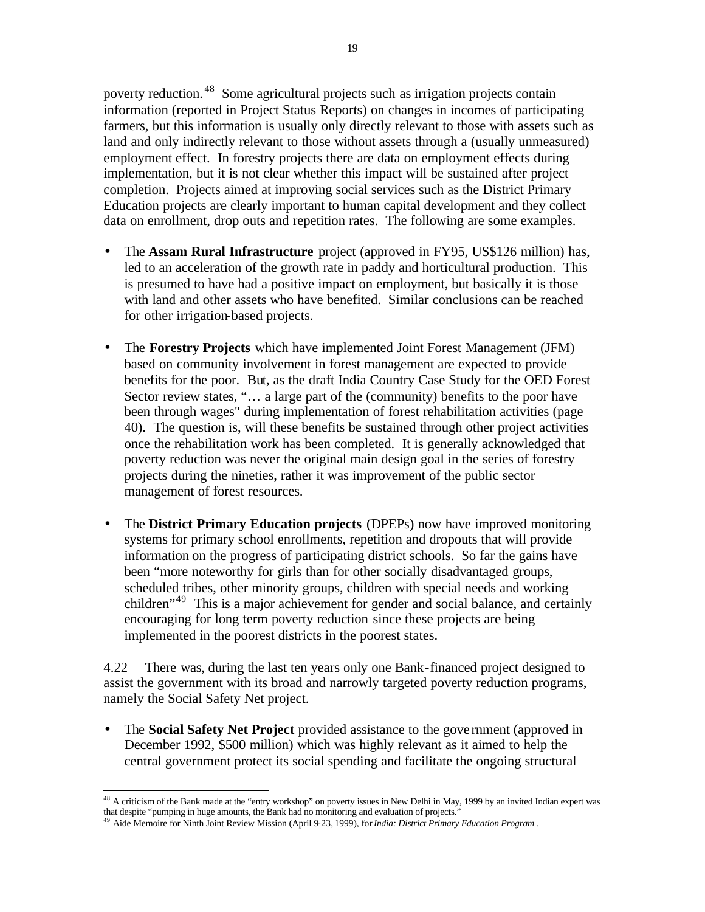poverty reduction.[48] Some agricultural projects such as irrigation projects contain information (reported in Project Status Reports) on changes in incomes of participating farmers, but this information is usually only directly relevant to those with assets such as land and only indirectly relevant to those without assets through a (usually unmeasured) employment effect. In forestry projects there are data on employment effects during implementation, but it is not clear whether this impact will be sustained after project completion. Projects aimed at improving social services such as the District Primary Education projects are clearly important to human capital development and they collect data on enrollment, drop outs and repetition rates. The following are some examples.

- The **Assam Rural Infrastructure** project (approved in FY95, US$126 million) has, led to an acceleration of the growth rate in paddy and horticultural production. This is presumed to have had a positive impact on employment, but basically it is those with land and other assets who have benefited. Similar conclusions can be reached for other irrigation-based projects.

- The **Forestry Projects** which have implemented Joint Forest Management (JFM) based on community involvement in forest management are expected to provide benefits for the poor. But, as the draft India Country Case Study for the OED Forest Sector review states, "… a large part of the (community) benefits to the poor have been through wages" during implementation of forest rehabilitation activities (page 40). The question is, will these benefits be sustained through other project activities once the rehabilitation work has been completed. It is generally acknowledged that poverty reduction was never the original main design goal in the series of forestry projects during the nineties, rather it was improvement of the public sector management of forest resources.

- The **District Primary Education projects** (DPEPs) now have improved monitoring systems for primary school enrollments, repetition and dropouts that will provide information on the progress of participating district schools. So far the gains have been "more noteworthy for girls than for other socially disadvantaged groups, scheduled tribes, other minority groups, children with special needs and working children"[49] This is a major achievement for gender and social balance, and certainly encouraging for long term poverty reduction since these projects are being implemented in the poorest districts in the poorest states.

4.22 There was, during the last ten years only one Bank-financed project designed to assist the government with its broad and narrowly targeted poverty reduction programs, namely the Social Safety Net project.

- The **Social Safety Net Project** provided assistance to the government (approved in December 1992, $500 million) which was highly relevant as it aimed to help the central government protect its social spending and facilitate the ongoing structural

---

[48] A criticism of the Bank made at the "entry workshop" on poverty issues in New Delhi in May, 1999 by an invited Indian expert was that despite "pumping in huge amounts, the Bank had no monitoring and evaluation of projects."

[49] Aide Memoire for Ninth Joint Review Mission (April 9-23, 1999), for *India: District Primary Education Program*.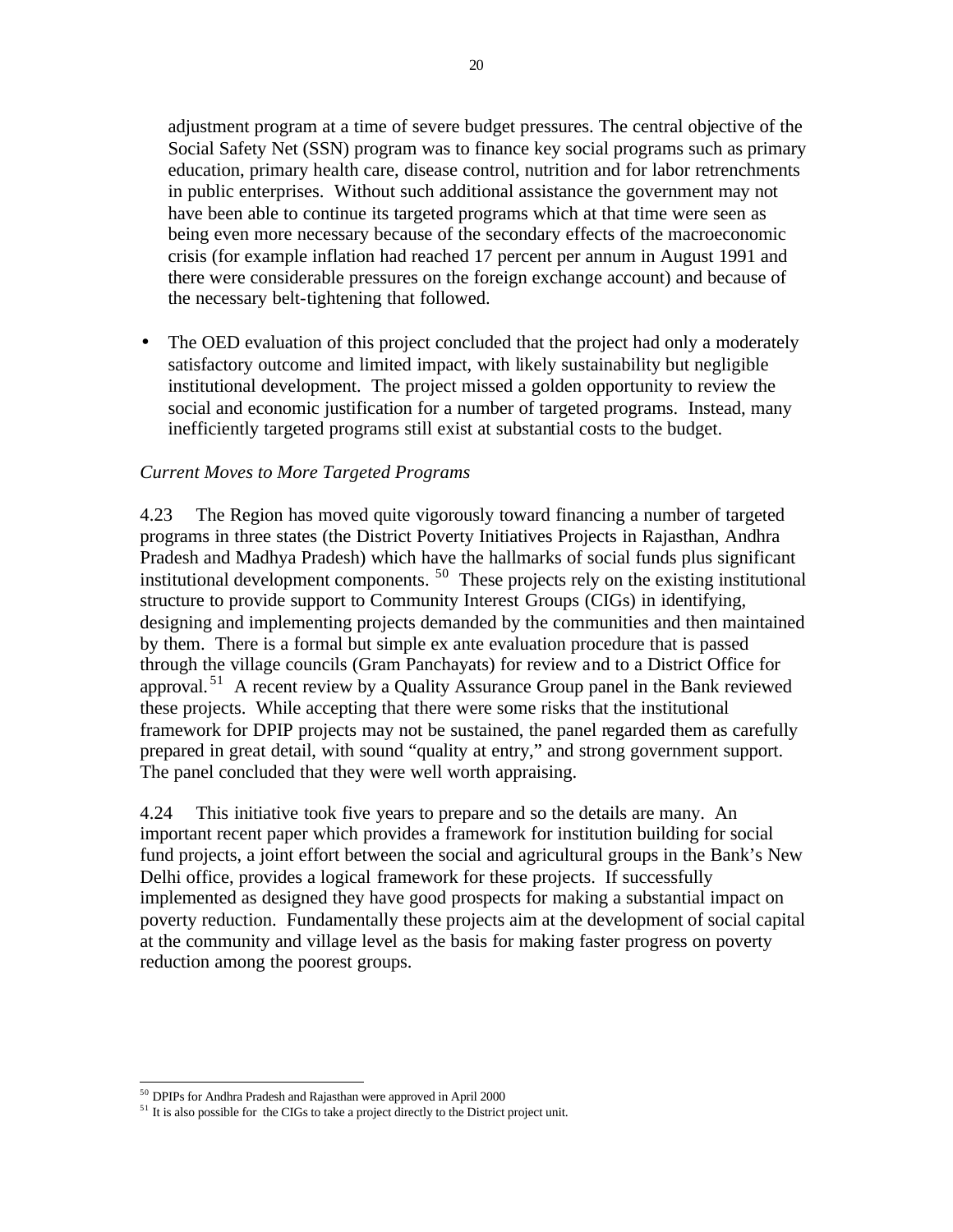adjustment program at a time of severe budget pressures. The central objective of the Social Safety Net (SSN) program was to finance key social programs such as primary education, primary health care, disease control, nutrition and for labor retrenchments in public enterprises. Without such additional assistance the government may not have been able to continue its targeted programs which at that time were seen as being even more necessary because of the secondary effects of the macroeconomic crisis (for example inflation had reached 17 percent per annum in August 1991 and there were considerable pressures on the foreign exchange account) and because of the necessary belt-tightening that followed.

- The OED evaluation of this project concluded that the project had only a moderately satisfactory outcome and limited impact, with likely sustainability but negligible institutional development. The project missed a golden opportunity to review the social and economic justification for a number of targeted programs. Instead, many inefficiently targeted programs still exist at substantial costs to the budget.

*Current Moves to More Targeted Programs*

4.23 The Region has moved quite vigorously toward financing a number of targeted programs in three states (the District Poverty Initiatives Projects in Rajasthan, Andhra Pradesh and Madhya Pradesh) which have the hallmarks of social funds plus significant institutional development components. [50] These projects rely on the existing institutional structure to provide support to Community Interest Groups (CIGs) in identifying, designing and implementing projects demanded by the communities and then maintained by them. There is a formal but simple ex ante evaluation procedure that is passed through the village councils (Gram Panchayats) for review and to a District Office for approval. [51] A recent review by a Quality Assurance Group panel in the Bank reviewed these projects. While accepting that there were some risks that the institutional framework for DPIP projects may not be sustained, the panel regarded them as carefully prepared in great detail, with sound "quality at entry," and strong government support. The panel concluded that they were well worth appraising.

4.24 This initiative took five years to prepare and so the details are many. An important recent paper which provides a framework for institution building for social fund projects, a joint effort between the social and agricultural groups in the Bank's New Delhi office, provides a logical framework for these projects. If successfully implemented as designed they have good prospects for making a substantial impact on poverty reduction. Fundamentally these projects aim at the development of social capital at the community and village level as the basis for making faster progress on poverty reduction among the poorest groups.

[50] DPIPs for Andhra Pradesh and Rajasthan were approved in April 2000

[51] It is also possible for the CIGs to take a project directly to the District project unit.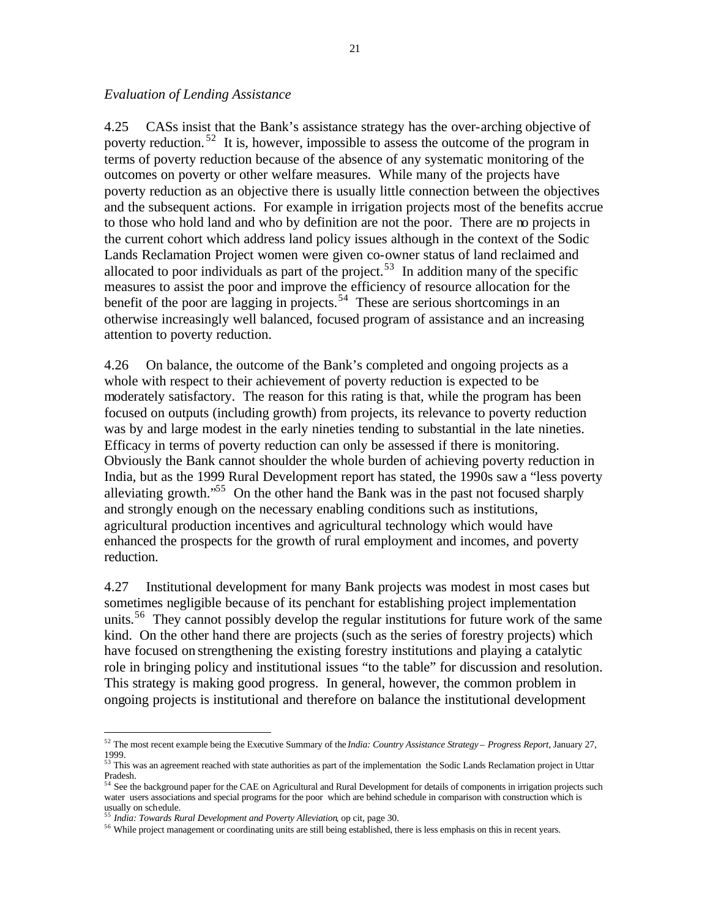*Evaluation of Lending Assistance*

4.25 CASs insist that the Bank's assistance strategy has the over-arching objective of poverty reduction.[52] It is, however, impossible to assess the outcome of the program in terms of poverty reduction because of the absence of any systematic monitoring of the outcomes on poverty or other welfare measures. While many of the projects have poverty reduction as an objective there is usually little connection between the objectives and the subsequent actions. For example in irrigation projects most of the benefits accrue to those who hold land and who by definition are not the poor. There are no projects in the current cohort which address land policy issues although in the context of the Sodic Lands Reclamation Project women were given co-owner status of land reclaimed and allocated to poor individuals as part of the project.[53] In addition many of the specific measures to assist the poor and improve the efficiency of resource allocation for the benefit of the poor are lagging in projects.[54] These are serious shortcomings in an otherwise increasingly well balanced, focused program of assistance and an increasing attention to poverty reduction.

4.26 On balance, the outcome of the Bank's completed and ongoing projects as a whole with respect to their achievement of poverty reduction is expected to be moderately satisfactory. The reason for this rating is that, while the program has been focused on outputs (including growth) from projects, its relevance to poverty reduction was by and large modest in the early nineties tending to substantial in the late nineties. Efficacy in terms of poverty reduction can only be assessed if there is monitoring. Obviously the Bank cannot shoulder the whole burden of achieving poverty reduction in India, but as the 1999 Rural Development report has stated, the 1990s saw a "less poverty alleviating growth."[55] On the other hand the Bank was in the past not focused sharply and strongly enough on the necessary enabling conditions such as institutions, agricultural production incentives and agricultural technology which would have enhanced the prospects for the growth of rural employment and incomes, and poverty reduction.

4.27 Institutional development for many Bank projects was modest in most cases but sometimes negligible because of its penchant for establishing project implementation units.[56] They cannot possibly develop the regular institutions for future work of the same kind. On the other hand there are projects (such as the series of forestry projects) which have focused on strengthening the existing forestry institutions and playing a catalytic role in bringing policy and institutional issues "to the table" for discussion and resolution. This strategy is making good progress. In general, however, the common problem in ongoing projects is institutional and therefore on balance the institutional development

---

[52] The most recent example being the Executive Summary of the *India: Country Assistance Strategy – Progress Report*, January 27, 1999.

[53] This was an agreement reached with state authorities as part of the implementation the Sodic Lands Reclamation project in Uttar Pradesh.

[54] See the background paper for the CAE on Agricultural and Rural Development for details of components in irrigation projects such water users associations and special programs for the poor which are behind schedule in comparison with construction which is usually on schedule.

[55] *India: Towards Rural Development and Poverty Alleviation*, op cit, page 30.

[56] While project management or coordinating units are still being established, there is less emphasis on this in recent years.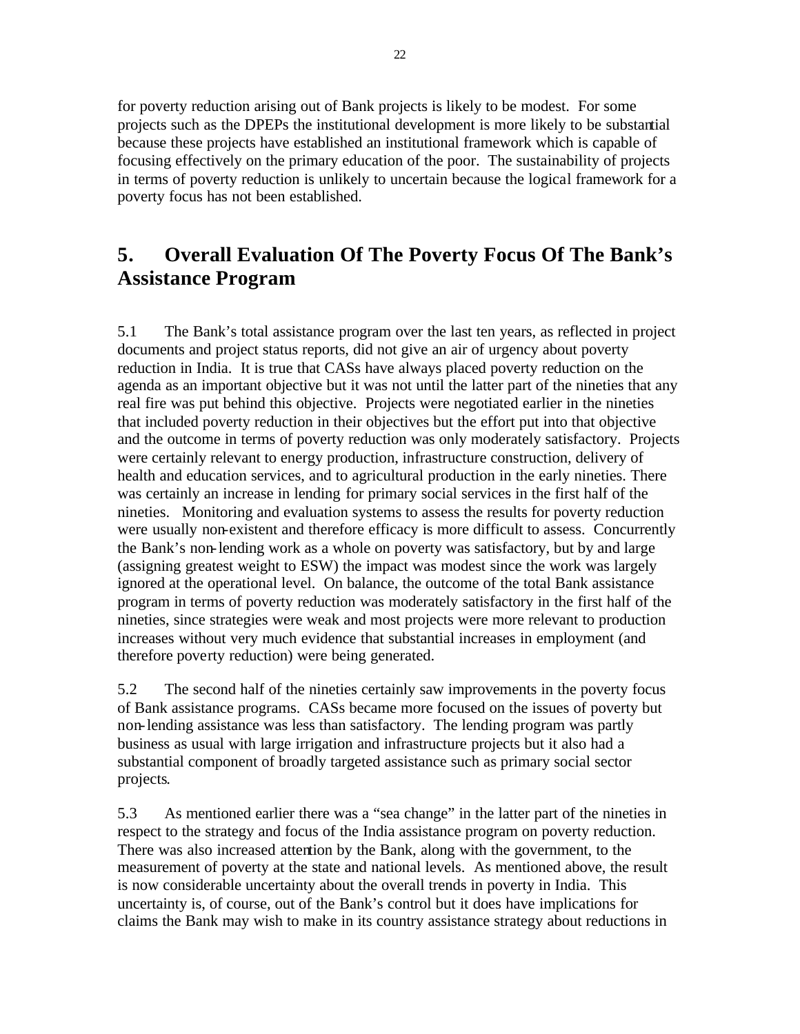for poverty reduction arising out of Bank projects is likely to be modest. For some projects such as the DPEPs the institutional development is more likely to be substantial because these projects have established an institutional framework which is capable of focusing effectively on the primary education of the poor. The sustainability of projects in terms of poverty reduction is unlikely to uncertain because the logical framework for a poverty focus has not been established.

## 5. Overall Evaluation Of The Poverty Focus Of The Bank's Assistance Program

5.1 The Bank's total assistance program over the last ten years, as reflected in project documents and project status reports, did not give an air of urgency about poverty reduction in India. It is true that CASs have always placed poverty reduction on the agenda as an important objective but it was not until the latter part of the nineties that any real fire was put behind this objective. Projects were negotiated earlier in the nineties that included poverty reduction in their objectives but the effort put into that objective and the outcome in terms of poverty reduction was only moderately satisfactory. Projects were certainly relevant to energy production, infrastructure construction, delivery of health and education services, and to agricultural production in the early nineties. There was certainly an increase in lending for primary social services in the first half of the nineties. Monitoring and evaluation systems to assess the results for poverty reduction were usually non-existent and therefore efficacy is more difficult to assess. Concurrently the Bank's non-lending work as a whole on poverty was satisfactory, but by and large (assigning greatest weight to ESW) the impact was modest since the work was largely ignored at the operational level. On balance, the outcome of the total Bank assistance program in terms of poverty reduction was moderately satisfactory in the first half of the nineties, since strategies were weak and most projects were more relevant to production increases without very much evidence that substantial increases in employment (and therefore poverty reduction) were being generated.

5.2 The second half of the nineties certainly saw improvements in the poverty focus of Bank assistance programs. CASs became more focused on the issues of poverty but non-lending assistance was less than satisfactory. The lending program was partly business as usual with large irrigation and infrastructure projects but it also had a substantial component of broadly targeted assistance such as primary social sector projects.

5.3 As mentioned earlier there was a "sea change" in the latter part of the nineties in respect to the strategy and focus of the India assistance program on poverty reduction. There was also increased attention by the Bank, along with the government, to the measurement of poverty at the state and national levels. As mentioned above, the result is now considerable uncertainty about the overall trends in poverty in India. This uncertainty is, of course, out of the Bank's control but it does have implications for claims the Bank may wish to make in its country assistance strategy about reductions in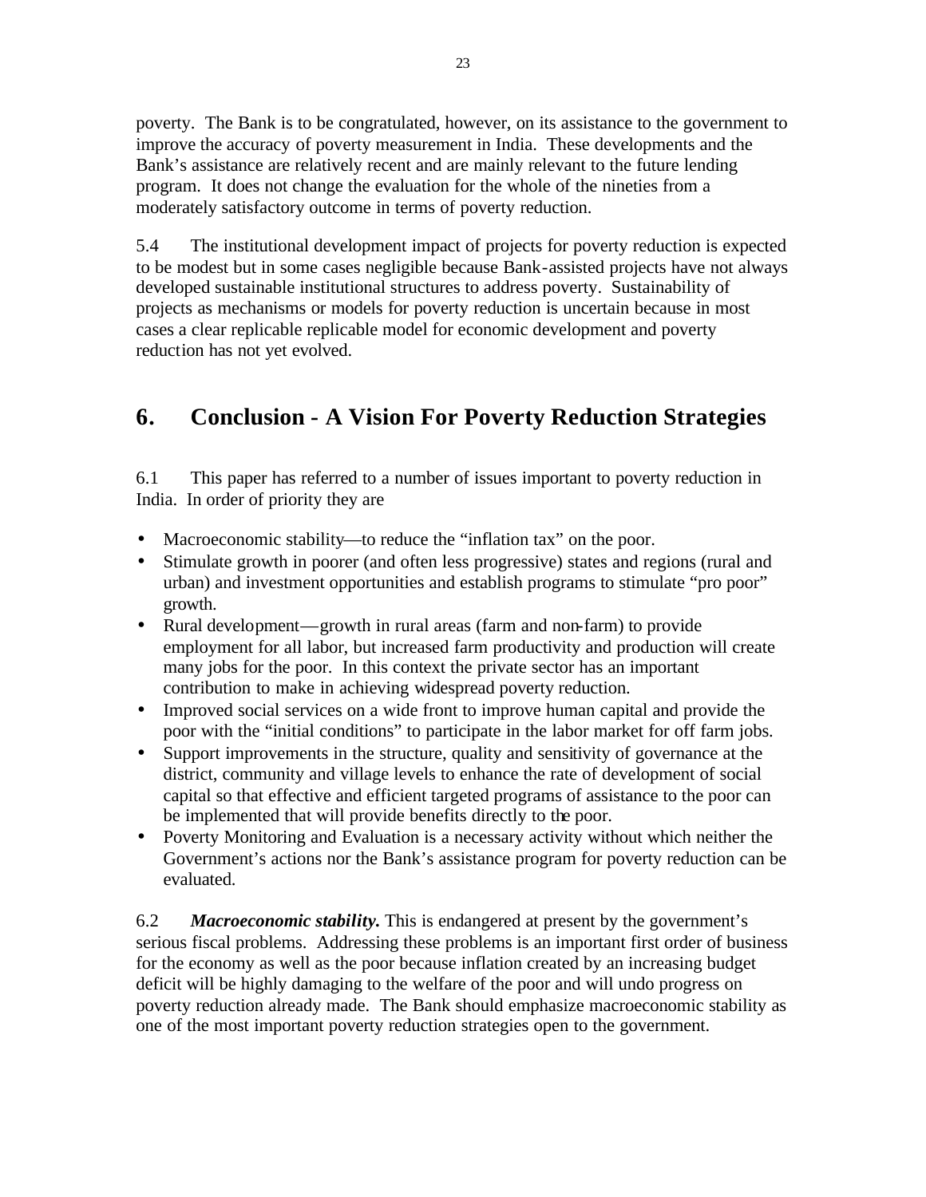poverty. The Bank is to be congratulated, however, on its assistance to the government to improve the accuracy of poverty measurement in India. These developments and the Bank's assistance are relatively recent and are mainly relevant to the future lending program. It does not change the evaluation for the whole of the nineties from a moderately satisfactory outcome in terms of poverty reduction.

5.4 The institutional development impact of projects for poverty reduction is expected to be modest but in some cases negligible because Bank-assisted projects have not always developed sustainable institutional structures to address poverty. Sustainability of projects as mechanisms or models for poverty reduction is uncertain because in most cases a clear replicable replicable model for economic development and poverty reduction has not yet evolved.

# 6. Conclusion - A Vision For Poverty Reduction Strategies

6.1 This paper has referred to a number of issues important to poverty reduction in India. In order of priority they are

- Macroeconomic stability—to reduce the "inflation tax" on the poor.
- Stimulate growth in poorer (and often less progressive) states and regions (rural and urban) and investment opportunities and establish programs to stimulate "pro poor" growth.
- Rural development—growth in rural areas (farm and non-farm) to provide employment for all labor, but increased farm productivity and production will create many jobs for the poor. In this context the private sector has an important contribution to make in achieving widespread poverty reduction.
- Improved social services on a wide front to improve human capital and provide the poor with the "initial conditions" to participate in the labor market for off farm jobs.
- Support improvements in the structure, quality and sensitivity of governance at the district, community and village levels to enhance the rate of development of social capital so that effective and efficient targeted programs of assistance to the poor can be implemented that will provide benefits directly to the poor.
- Poverty Monitoring and Evaluation is a necessary activity without which neither the Government's actions nor the Bank's assistance program for poverty reduction can be evaluated.

6.2 ***Macroeconomic stability.*** This is endangered at present by the government's serious fiscal problems. Addressing these problems is an important first order of business for the economy as well as the poor because inflation created by an increasing budget deficit will be highly damaging to the welfare of the poor and will undo progress on poverty reduction already made. The Bank should emphasize macroeconomic stability as one of the most important poverty reduction strategies open to the government.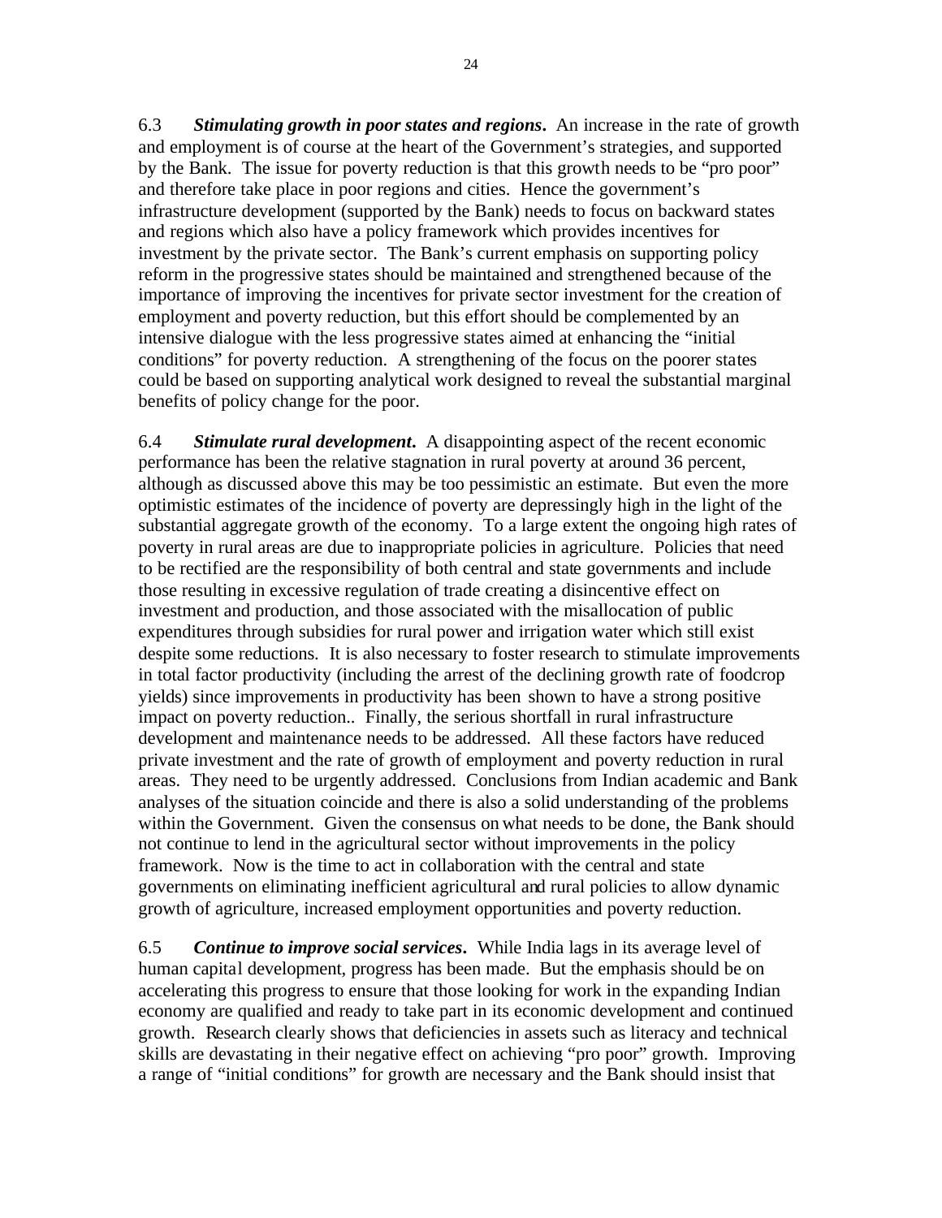6.3 ***Stimulating growth in poor states and regions.*** An increase in the rate of growth and employment is of course at the heart of the Government's strategies, and supported by the Bank. The issue for poverty reduction is that this growth needs to be "pro poor" and therefore take place in poor regions and cities. Hence the government's infrastructure development (supported by the Bank) needs to focus on backward states and regions which also have a policy framework which provides incentives for investment by the private sector. The Bank's current emphasis on supporting policy reform in the progressive states should be maintained and strengthened because of the importance of improving the incentives for private sector investment for the creation of employment and poverty reduction, but this effort should be complemented by an intensive dialogue with the less progressive states aimed at enhancing the "initial conditions" for poverty reduction. A strengthening of the focus on the poorer states could be based on supporting analytical work designed to reveal the substantial marginal benefits of policy change for the poor.

6.4 ***Stimulate rural development.*** A disappointing aspect of the recent economic performance has been the relative stagnation in rural poverty at around 36 percent, although as discussed above this may be too pessimistic an estimate. But even the more optimistic estimates of the incidence of poverty are depressingly high in the light of the substantial aggregate growth of the economy. To a large extent the ongoing high rates of poverty in rural areas are due to inappropriate policies in agriculture. Policies that need to be rectified are the responsibility of both central and state governments and include those resulting in excessive regulation of trade creating a disincentive effect on investment and production, and those associated with the misallocation of public expenditures through subsidies for rural power and irrigation water which still exist despite some reductions. It is also necessary to foster research to stimulate improvements in total factor productivity (including the arrest of the declining growth rate of foodcrop yields) since improvements in productivity has been shown to have a strong positive impact on poverty reduction.. Finally, the serious shortfall in rural infrastructure development and maintenance needs to be addressed. All these factors have reduced private investment and the rate of growth of employment and poverty reduction in rural areas. They need to be urgently addressed. Conclusions from Indian academic and Bank analyses of the situation coincide and there is also a solid understanding of the problems within the Government. Given the consensus on what needs to be done, the Bank should not continue to lend in the agricultural sector without improvements in the policy framework. Now is the time to act in collaboration with the central and state governments on eliminating inefficient agricultural and rural policies to allow dynamic growth of agriculture, increased employment opportunities and poverty reduction.

6.5 ***Continue to improve social services.*** While India lags in its average level of human capital development, progress has been made. But the emphasis should be on accelerating this progress to ensure that those looking for work in the expanding Indian economy are qualified and ready to take part in its economic development and continued growth. Research clearly shows that deficiencies in assets such as literacy and technical skills are devastating in their negative effect on achieving "pro poor" growth. Improving a range of "initial conditions" for growth are necessary and the Bank should insist that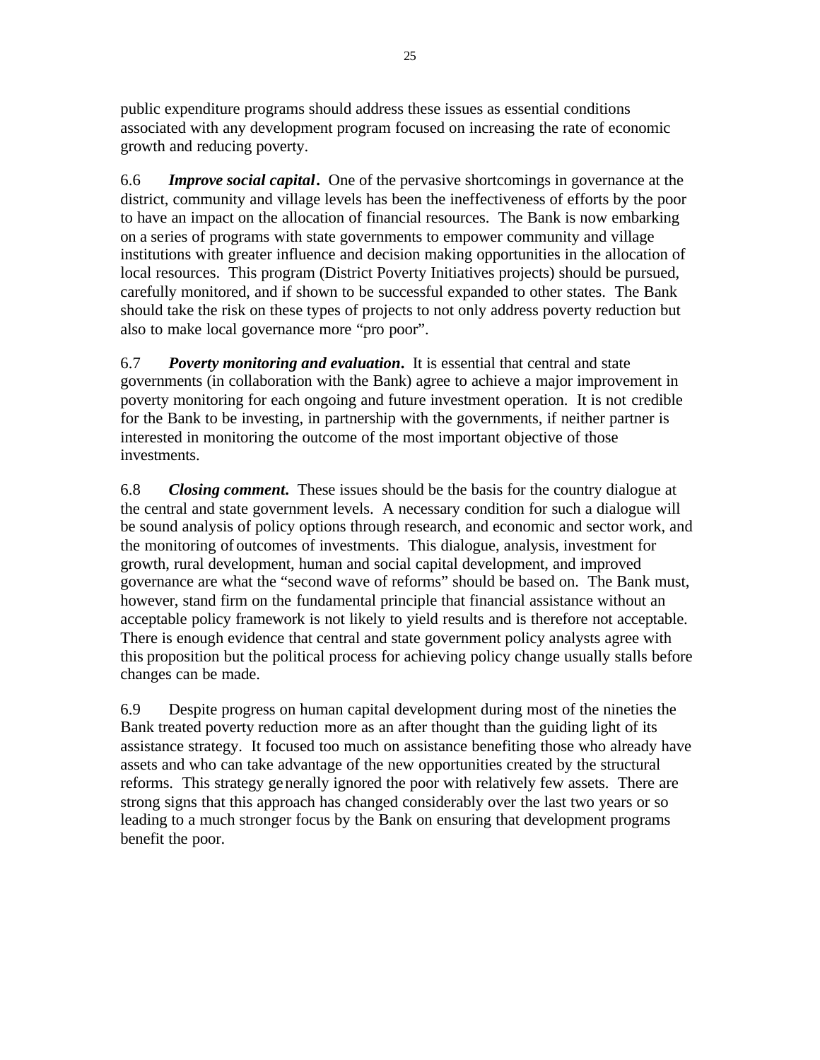public expenditure programs should address these issues as essential conditions associated with any development program focused on increasing the rate of economic growth and reducing poverty.

6.6 ***Improve social capital.*** One of the pervasive shortcomings in governance at the district, community and village levels has been the ineffectiveness of efforts by the poor to have an impact on the allocation of financial resources. The Bank is now embarking on a series of programs with state governments to empower community and village institutions with greater influence and decision making opportunities in the allocation of local resources. This program (District Poverty Initiatives projects) should be pursued, carefully monitored, and if shown to be successful expanded to other states. The Bank should take the risk on these types of projects to not only address poverty reduction but also to make local governance more "pro poor".

6.7 ***Poverty monitoring and evaluation.*** It is essential that central and state governments (in collaboration with the Bank) agree to achieve a major improvement in poverty monitoring for each ongoing and future investment operation. It is not credible for the Bank to be investing, in partnership with the governments, if neither partner is interested in monitoring the outcome of the most important objective of those investments.

6.8 ***Closing comment.*** These issues should be the basis for the country dialogue at the central and state government levels. A necessary condition for such a dialogue will be sound analysis of policy options through research, and economic and sector work, and the monitoring of outcomes of investments. This dialogue, analysis, investment for growth, rural development, human and social capital development, and improved governance are what the "second wave of reforms" should be based on. The Bank must, however, stand firm on the fundamental principle that financial assistance without an acceptable policy framework is not likely to yield results and is therefore not acceptable. There is enough evidence that central and state government policy analysts agree with this proposition but the political process for achieving policy change usually stalls before changes can be made.

6.9 Despite progress on human capital development during most of the nineties the Bank treated poverty reduction more as an after thought than the guiding light of its assistance strategy. It focused too much on assistance benefiting those who already have assets and who can take advantage of the new opportunities created by the structural reforms. This strategy generally ignored the poor with relatively few assets. There are strong signs that this approach has changed considerably over the last two years or so leading to a much stronger focus by the Bank on ensuring that development programs benefit the poor.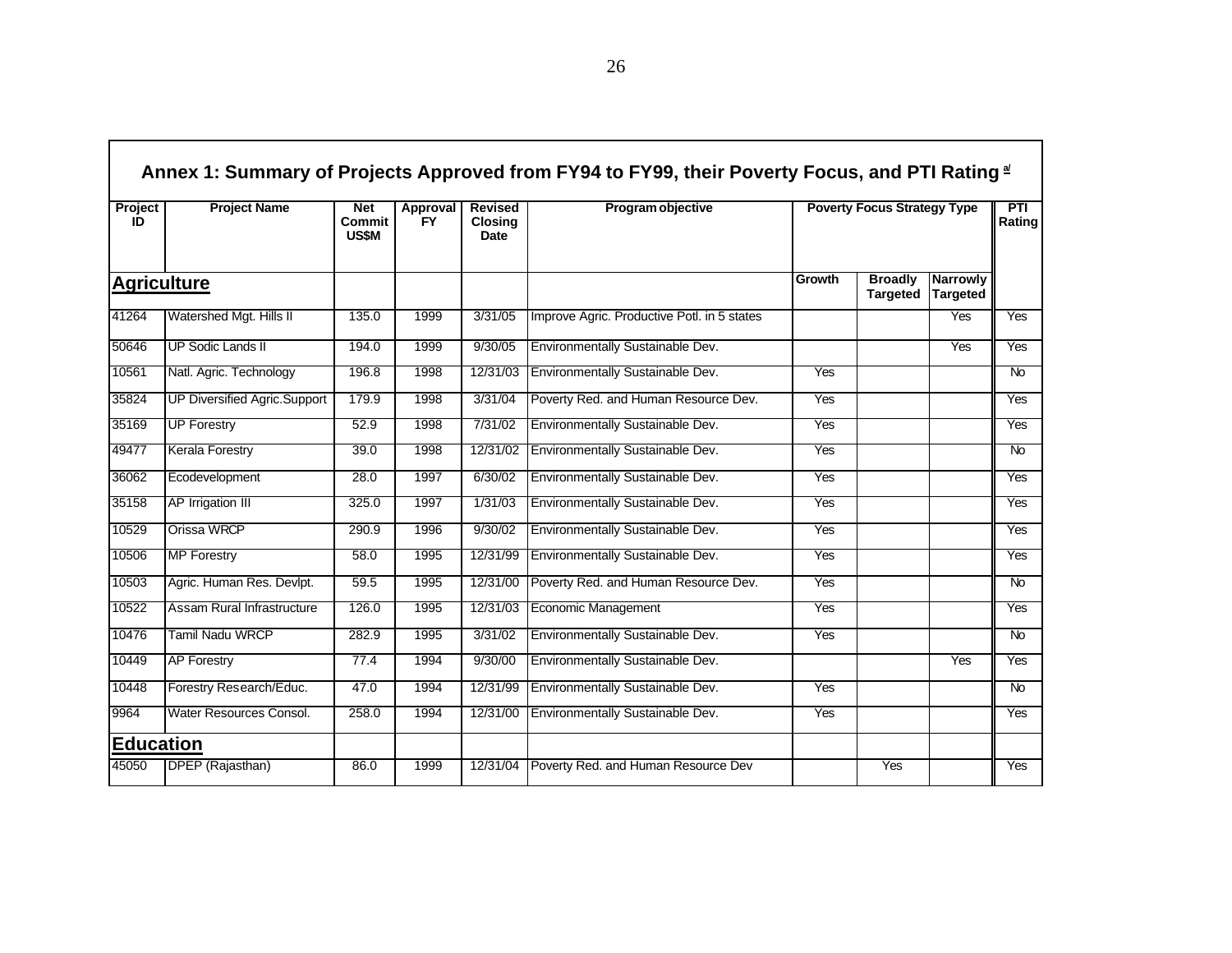## Annex 1: Summary of Projects Approved from FY94 to FY99, their Poverty Focus, and PTI Rating [a/]

| Project ID | Project Name | Net Commit US$M | Approval FY | Revised Closing Date | Program objective | Poverty Focus Strategy Type | | | PTI Rating |
|---|---|---|---|---|---|---|---|---|---|
| **Agriculture** | | | | | | Growth | Broadly Targeted | Narrowly Targeted | |
| 41264 | Watershed Mgt. Hills II | 135.0 | 1999 | 3/31/05 | Improve Agric. Productive Potl. in 5 states | | | Yes | Yes |
| 50646 | UP Sodic Lands II | 194.0 | 1999 | 9/30/05 | Environmentally Sustainable Dev. | | | Yes | Yes |
| 10561 | Natl. Agric. Technology | 196.8 | 1998 | 12/31/03 | Environmentally Sustainable Dev. | Yes | | | No |
| 35824 | UP Diversified Agric.Support | 179.9 | 1998 | 3/31/04 | Poverty Red. and Human Resource Dev. | Yes | | | Yes |
| 35169 | UP Forestry | 52.9 | 1998 | 7/31/02 | Environmentally Sustainable Dev. | Yes | | | Yes |
| 49477 | Kerala Forestry | 39.0 | 1998 | 12/31/02 | Environmentally Sustainable Dev. | Yes | | | No |
| 36062 | Ecodevelopment | 28.0 | 1997 | 6/30/02 | Environmentally Sustainable Dev. | Yes | | | Yes |
| 35158 | AP Irrigation III | 325.0 | 1997 | 1/31/03 | Environmentally Sustainable Dev. | Yes | | | Yes |
| 10529 | Orissa WRCP | 290.9 | 1996 | 9/30/02 | Environmentally Sustainable Dev. | Yes | | | Yes |
| 10506 | MP Forestry | 58.0 | 1995 | 12/31/99 | Environmentally Sustainable Dev. | Yes | | | Yes |
| 10503 | Agric. Human Res. Devlpt. | 59.5 | 1995 | 12/31/00 | Poverty Red. and Human Resource Dev. | Yes | | | No |
| 10522 | Assam Rural Infrastructure | 126.0 | 1995 | 12/31/03 | Economic Management | Yes | | | Yes |
| 10476 | Tamil Nadu WRCP | 282.9 | 1995 | 3/31/02 | Environmentally Sustainable Dev. | Yes | | | No |
| 10449 | AP Forestry | 77.4 | 1994 | 9/30/00 | Environmentally Sustainable Dev. | | | Yes | Yes |
| 10448 | Forestry Research/Educ. | 47.0 | 1994 | 12/31/99 | Environmentally Sustainable Dev. | Yes | | | No |
| 9964 | Water Resources Consol. | 258.0 | 1994 | 12/31/00 | Environmentally Sustainable Dev. | Yes | | | Yes |
| **Education** | | | | | | | | | |
| 45050 | DPEP (Rajasthan) | 86.0 | 1999 | 12/31/04 | Poverty Red. and Human Resource Dev | | Yes | | Yes |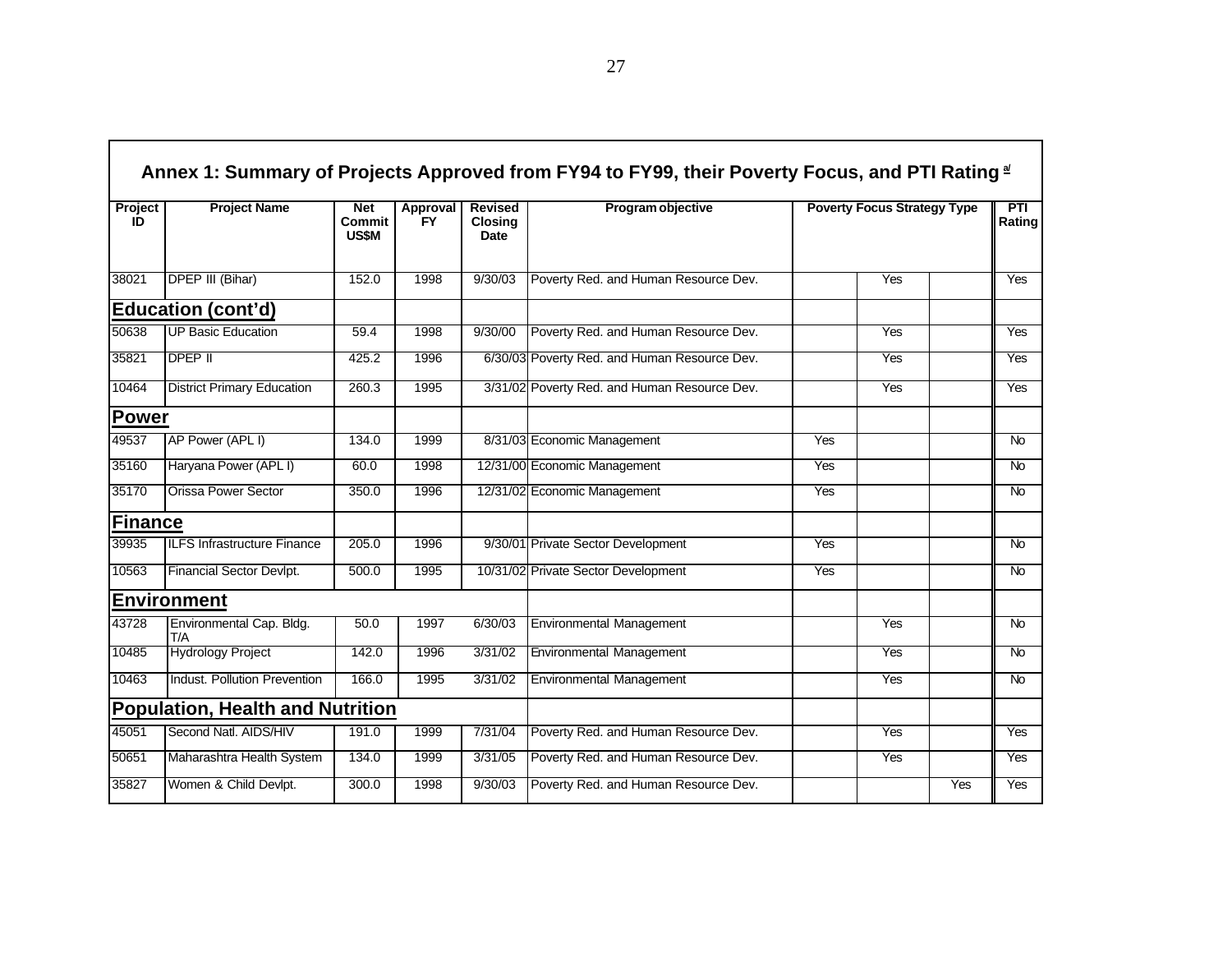## Annex 1: Summary of Projects Approved from FY94 to FY99, their Poverty Focus, and PTI Rating [a/]

| Project ID | Project Name | Net Commit US$M | Approval FY | Revised Closing Date | Program objective | Poverty Focus Strategy Type | | | PTI Rating |
|---|---|---|---|---|---|---|---|---|---|
| 38021 | DPEP III (Bihar) | 152.0 | 1998 | 9/30/03 | Poverty Red. and Human Resource Dev. | | Yes | | Yes |
| **Education (cont'd)** | | | | | | | | | |
| 50638 | UP Basic Education | 59.4 | 1998 | 9/30/00 | Poverty Red. and Human Resource Dev. | | Yes | | Yes |
| 35821 | DPEP II | 425.2 | 1996 | 6/30/03 | Poverty Red. and Human Resource Dev. | | Yes | | Yes |
| 10464 | District Primary Education | 260.3 | 1995 | 3/31/02 | Poverty Red. and Human Resource Dev. | | Yes | | Yes |
| **Power** | | | | | | | | | |
| 49537 | AP Power (APL I) | 134.0 | 1999 | 8/31/03 | Economic Management | Yes | | | No |
| 35160 | Haryana Power (APL I) | 60.0 | 1998 | 12/31/00 | Economic Management | Yes | | | No |
| 35170 | Orissa Power Sector | 350.0 | 1996 | 12/31/02 | Economic Management | Yes | | | No |
| **Finance** | | | | | | | | | |
| 39935 | ILFS Infrastructure Finance | 205.0 | 1996 | 9/30/01 | Private Sector Development | Yes | | | No |
| 10563 | Financial Sector Devlpt. | 500.0 | 1995 | 10/31/02 | Private Sector Development | Yes | | | No |
| **Environment** | | | | | | | | | |
| 43728 | Environmental Cap. Bldg. T/A | 50.0 | 1997 | 6/30/03 | Environmental Management | | Yes | | No |
| 10485 | Hydrology Project | 142.0 | 1996 | 3/31/02 | Environmental Management | | Yes | | No |
| 10463 | Indust. Pollution Prevention | 166.0 | 1995 | 3/31/02 | Environmental Management | | Yes | | No |
| **Population, Health and Nutrition** | | | | | | | | | |
| 45051 | Second Natl. AIDS/HIV | 191.0 | 1999 | 7/31/04 | Poverty Red. and Human Resource Dev. | | Yes | | Yes |
| 50651 | Maharashtra Health System | 134.0 | 1999 | 3/31/05 | Poverty Red. and Human Resource Dev. | | Yes | | Yes |
| 35827 | Women & Child Devlpt. | 300.0 | 1998 | 9/30/03 | Poverty Red. and Human Resource Dev. | | | Yes | Yes |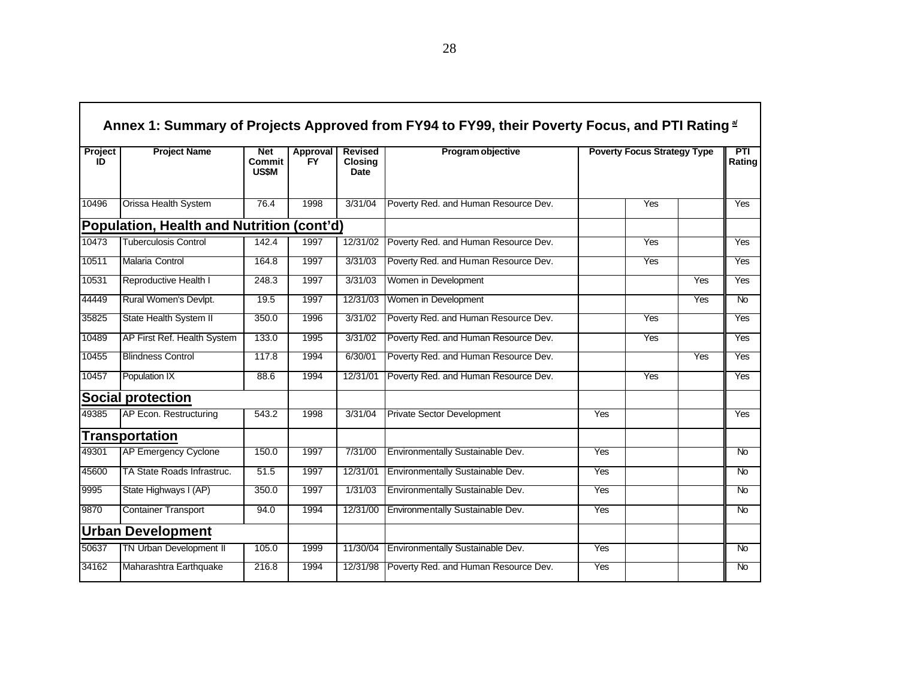## Annex 1: Summary of Projects Approved from FY94 to FY99, their Poverty Focus, and PTI Rating [a/]

| Project ID | Project Name | Net Commit US$M | Approval FY | Revised Closing Date | Program objective | Poverty Focus Strategy Type | | | PTI Rating |
|---|---|---|---|---|---|---|---|---|---|
| 10496 | Orissa Health System | 76.4 | 1998 | 3/31/04 | Poverty Red. and Human Resource Dev. | | Yes | | Yes |
| **Population, Health and Nutrition (cont'd)** | | | | | | | | | |
| 10473 | Tuberculosis Control | 142.4 | 1997 | 12/31/02 | Poverty Red. and Human Resource Dev. | | Yes | | Yes |
| 10511 | Malaria Control | 164.8 | 1997 | 3/31/03 | Poverty Red. and Human Resource Dev. | | Yes | | Yes |
| 10531 | Reproductive Health I | 248.3 | 1997 | 3/31/03 | Women in Development | | | Yes | Yes |
| 44449 | Rural Women's Devlpt. | 19.5 | 1997 | 12/31/03 | Women in Development | | | Yes | No |
| 35825 | State Health System II | 350.0 | 1996 | 3/31/02 | Poverty Red. and Human Resource Dev. | | Yes | | Yes |
| 10489 | AP First Ref. Health System | 133.0 | 1995 | 3/31/02 | Poverty Red. and Human Resource Dev. | | Yes | | Yes |
| 10455 | Blindness Control | 117.8 | 1994 | 6/30/01 | Poverty Red. and Human Resource Dev. | | | Yes | Yes |
| 10457 | Population IX | 88.6 | 1994 | 12/31/01 | Poverty Red. and Human Resource Dev. | | Yes | | Yes |
| **Social protection** | | | | | | | | | |
| 49385 | AP Econ. Restructuring | 543.2 | 1998 | 3/31/04 | Private Sector Development | Yes | | | Yes |
| **Transportation** | | | | | | | | | |
| 49301 | AP Emergency Cyclone | 150.0 | 1997 | 7/31/00 | Environmentally Sustainable Dev. | Yes | | | No |
| 45600 | TA State Roads Infrastruc. | 51.5 | 1997 | 12/31/01 | Environmentally Sustainable Dev. | Yes | | | No |
| 9995 | State Highways I (AP) | 350.0 | 1997 | 1/31/03 | Environmentally Sustainable Dev. | Yes | | | No |
| 9870 | Container Transport | 94.0 | 1994 | 12/31/00 | Environmentally Sustainable Dev. | Yes | | | No |
| **Urban Development** | | | | | | | | | |
| 50637 | TN Urban Development II | 105.0 | 1999 | 11/30/04 | Environmentally Sustainable Dev. | Yes | | | No |
| 34162 | Maharashtra Earthquake | 216.8 | 1994 | 12/31/98 | Poverty Red. and Human Resource Dev. | Yes | | | No |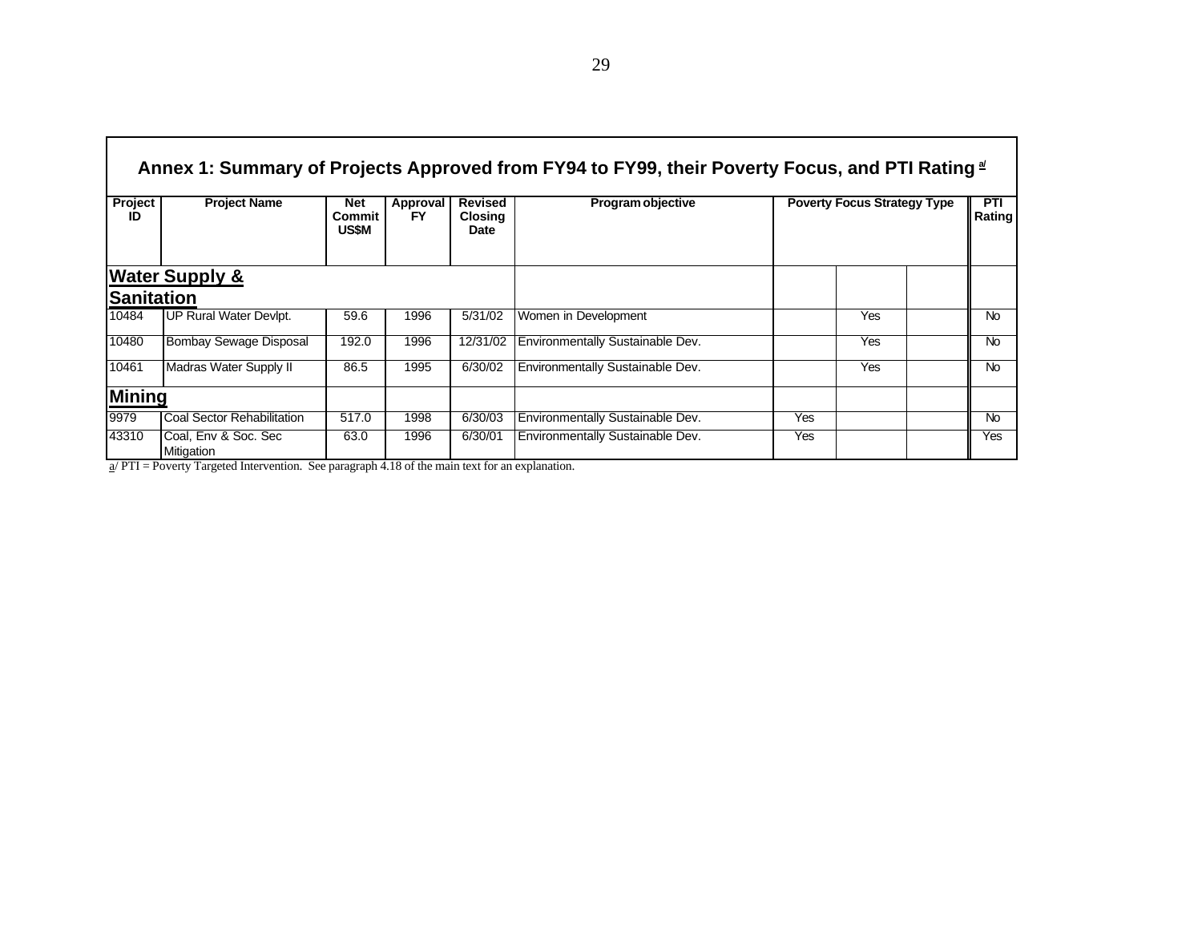## Annex 1: Summary of Projects Approved from FY94 to FY99, their Poverty Focus, and PTI Rating [a/]

| Project ID | Project Name | Net Commit US$M | Approval FY | Revised Closing Date | Program objective | Poverty Focus Strategy Type | | | PTI Rating |
|---|---|---|---|---|---|---|---|---|---|
| **Water Supply & Sanitation** | | | | | | | | | |
| 10484 | UP Rural Water Devlpt. | 59.6 | 1996 | 5/31/02 | Women in Development | | Yes | | No |
| 10480 | Bombay Sewage Disposal | 192.0 | 1996 | 12/31/02 | Environmentally Sustainable Dev. | | Yes | | No |
| 10461 | Madras Water Supply II | 86.5 | 1995 | 6/30/02 | Environmentally Sustainable Dev. | | Yes | | No |
| **Mining** | | | | | | | | | |
| 9979 | Coal Sector Rehabilitation | 517.0 | 1998 | 6/30/03 | Environmentally Sustainable Dev. | Yes | | | No |
| 43310 | Coal, Env & Soc. Sec Mitigation | 63.0 | 1996 | 6/30/01 | Environmentally Sustainable Dev. | Yes | | | Yes |

a/ PTI = Poverty Targeted Intervention. See paragraph 4.18 of the main text for an explanation.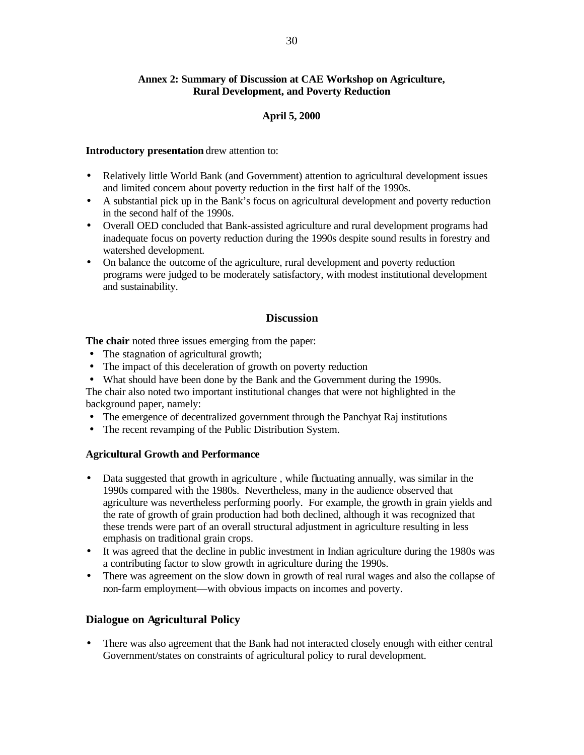## Annex 2: Summary of Discussion at CAE Workshop on Agriculture, Rural Development, and Poverty Reduction

**April 5, 2000**

**Introductory presentation** drew attention to:

- Relatively little World Bank (and Government) attention to agricultural development issues and limited concern about poverty reduction in the first half of the 1990s.
- A substantial pick up in the Bank's focus on agricultural development and poverty reduction in the second half of the 1990s.
- Overall OED concluded that Bank-assisted agriculture and rural development programs had inadequate focus on poverty reduction during the 1990s despite sound results in forestry and watershed development.
- On balance the outcome of the agriculture, rural development and poverty reduction programs were judged to be moderately satisfactory, with modest institutional development and sustainability.

### Discussion

**The chair** noted three issues emerging from the paper:

- The stagnation of agricultural growth;
- The impact of this deceleration of growth on poverty reduction
- What should have been done by the Bank and the Government during the 1990s.

The chair also noted two important institutional changes that were not highlighted in the background paper, namely:

- The emergence of decentralized government through the Panchyat Raj institutions
- The recent revamping of the Public Distribution System.

**Agricultural Growth and Performance**

- Data suggested that growth in agriculture , while fluctuating annually, was similar in the 1990s compared with the 1980s. Nevertheless, many in the audience observed that agriculture was nevertheless performing poorly. For example, the growth in grain yields and the rate of growth of grain production had both declined, although it was recognized that these trends were part of an overall structural adjustment in agriculture resulting in less emphasis on traditional grain crops.
- It was agreed that the decline in public investment in Indian agriculture during the 1980s was a contributing factor to slow growth in agriculture during the 1990s.
- There was agreement on the slow down in growth of real rural wages and also the collapse of non-farm employment—with obvious impacts on incomes and poverty.

### Dialogue on Agricultural Policy

- There was also agreement that the Bank had not interacted closely enough with either central Government/states on constraints of agricultural policy to rural development.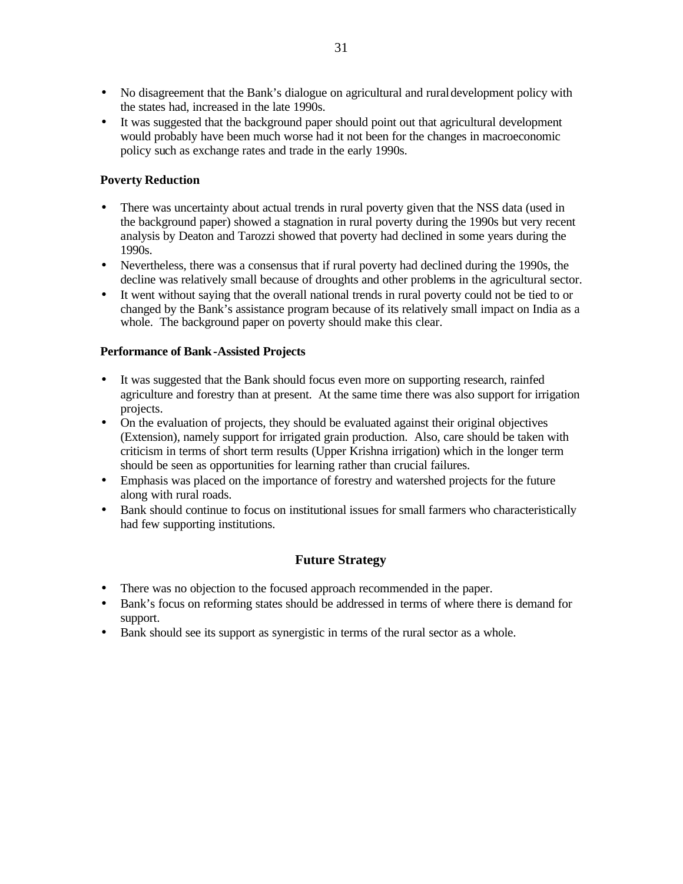- No disagreement that the Bank's dialogue on agricultural and rural development policy with the states had, increased in the late 1990s.
- It was suggested that the background paper should point out that agricultural development would probably have been much worse had it not been for the changes in macroeconomic policy such as exchange rates and trade in the early 1990s.

**Poverty Reduction**

- There was uncertainty about actual trends in rural poverty given that the NSS data (used in the background paper) showed a stagnation in rural poverty during the 1990s but very recent analysis by Deaton and Tarozzi showed that poverty had declined in some years during the 1990s.
- Nevertheless, there was a consensus that if rural poverty had declined during the 1990s, the decline was relatively small because of droughts and other problems in the agricultural sector.
- It went without saying that the overall national trends in rural poverty could not be tied to or changed by the Bank's assistance program because of its relatively small impact on India as a whole. The background paper on poverty should make this clear.

**Performance of Bank-Assisted Projects**

- It was suggested that the Bank should focus even more on supporting research, rainfed agriculture and forestry than at present. At the same time there was also support for irrigation projects.
- On the evaluation of projects, they should be evaluated against their original objectives (Extension), namely support for irrigated grain production. Also, care should be taken with criticism in terms of short term results (Upper Krishna irrigation) which in the longer term should be seen as opportunities for learning rather than crucial failures.
- Emphasis was placed on the importance of forestry and watershed projects for the future along with rural roads.
- Bank should continue to focus on institutional issues for small farmers who characteristically had few supporting institutions.

## Future Strategy

- There was no objection to the focused approach recommended in the paper.
- Bank's focus on reforming states should be addressed in terms of where there is demand for support.
- Bank should see its support as synergistic in terms of the rural sector as a whole.